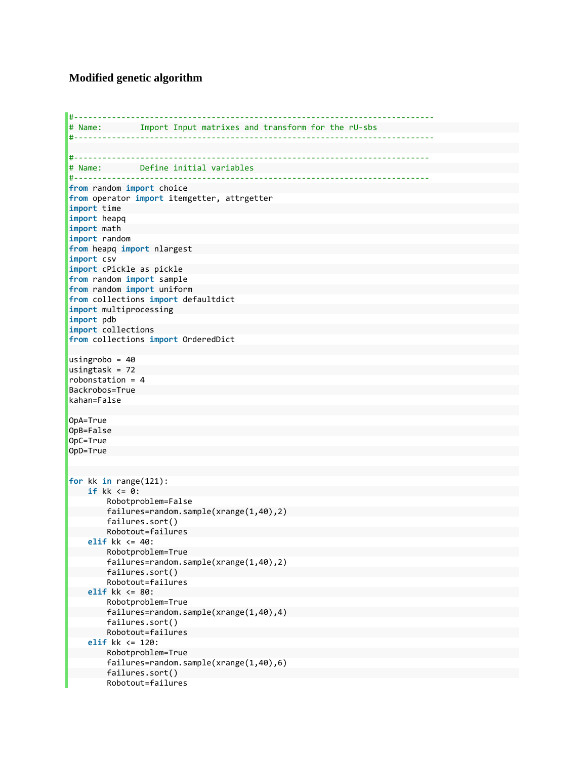### Modified genetic algorithm

```
#-----------------------------------------------------------------------------
# Name:        Import Input matrixes and transform for the rU-sbs
#-----------------------------------------------------------------------------

#----------------------------------------------------------------------------
# Name:        Define initial variables
#----------------------------------------------------------------------------
from random import choice
from operator import itemgetter, attrgetter
import time
import heapq
import math
import random
from heapq import nlargest
import csv
import cPickle as pickle
from random import sample
from random import uniform
from collections import defaultdict
import multiprocessing
import pdb
import collections
from collections import OrderedDict

usingrobo = 40
usingtask = 72
robonstation = 4
Backrobos=True
kahan=False

OpA=True
OpB=False
OpC=True
OpD=True


for kk in range(121):
    if kk <= 0:
        Robotproblem=False
        failures=random.sample(xrange(1,40),2)
        failures.sort()
        Robotout=failures
    elif kk <= 40:
        Robotproblem=True
        failures=random.sample(xrange(1,40),2)
        failures.sort()
        Robotout=failures
    elif kk <= 80:
        Robotproblem=True
        failures=random.sample(xrange(1,40),4)
        failures.sort()
        Robotout=failures
    elif kk <= 120:
        Robotproblem=True
        failures=random.sample(xrange(1,40),6)
        failures.sort()
        Robotout=failures
```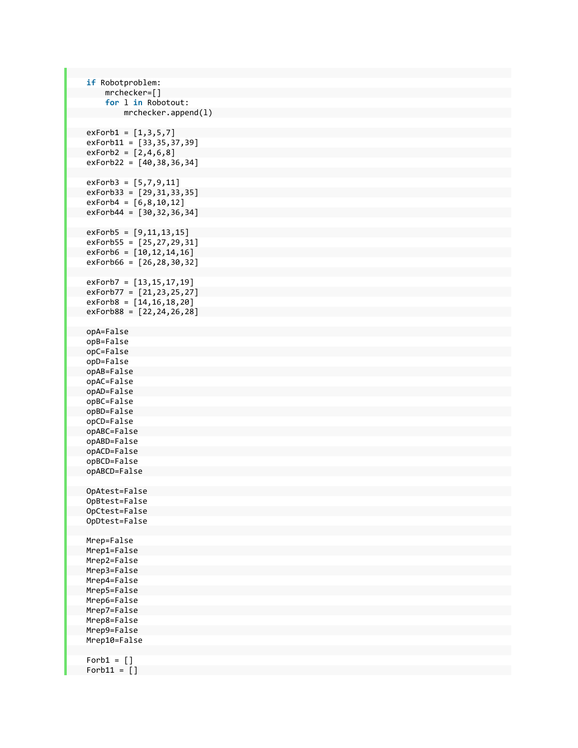```
    if Robotproblem:
        mrchecker=[]
        for l in Robotout:
            mrchecker.append(l)

    exForb1 = [1,3,5,7]
    exForb11 = [33,35,37,39]
    exForb2 = [2,4,6,8]
    exForb22 = [40,38,36,34]

    exForb3 = [5,7,9,11]
    exForb33 = [29,31,33,35]
    exForb4 = [6,8,10,12]
    exForb44 = [30,32,36,34]

    exForb5 = [9,11,13,15]
    exForb55 = [25,27,29,31]
    exForb6 = [10,12,14,16]
    exForb66 = [26,28,30,32]

    exForb7 = [13,15,17,19]
    exForb77 = [21,23,25,27]
    exForb8 = [14,16,18,20]
    exForb88 = [22,24,26,28]

    opA=False
    opB=False
    opC=False
    opD=False
    opAB=False
    opAC=False
    opAD=False
    opBC=False
    opBD=False
    opCD=False
    opABC=False
    opABD=False
    opACD=False
    opBCD=False
    opABCD=False

    OpAtest=False
    OpBtest=False
    OpCtest=False
    OpDtest=False

    Mrep=False
    Mrep1=False
    Mrep2=False
    Mrep3=False
    Mrep4=False
    Mrep5=False
    Mrep6=False
    Mrep7=False
    Mrep8=False
    Mrep9=False
    Mrep10=False

    Forb1 = []
    Forb11 = []
```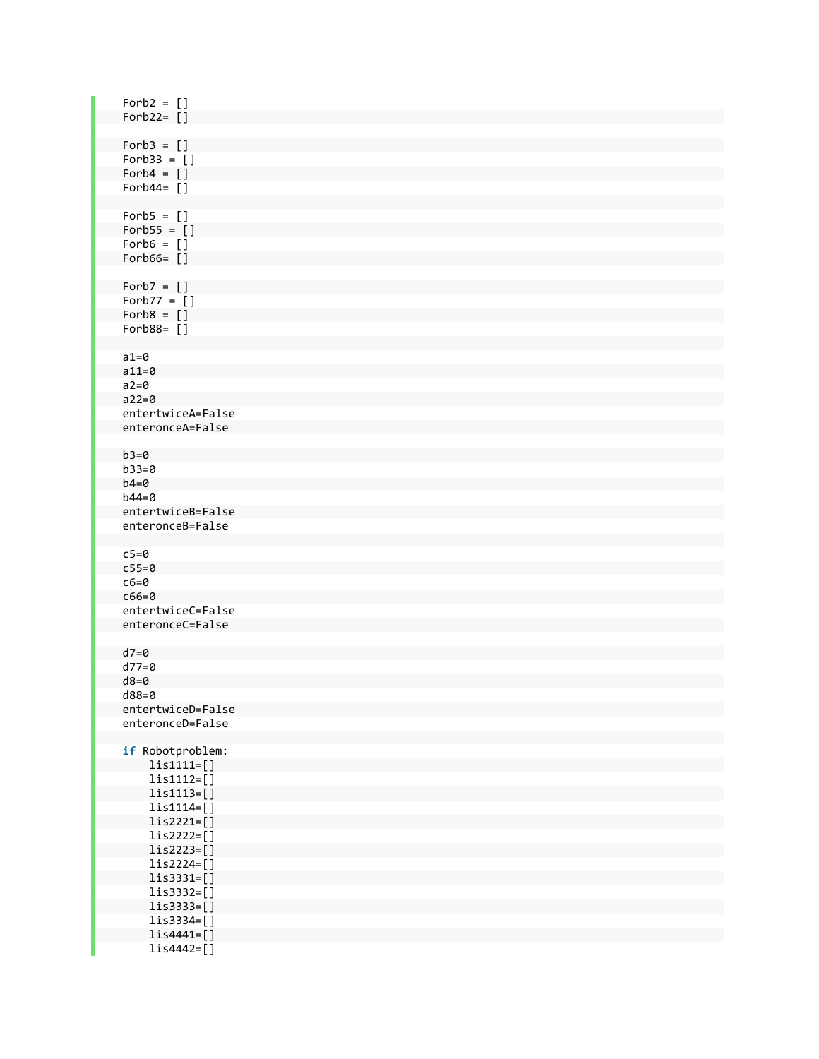```
    Forb2 = []
    Forb22= []

    Forb3 = []
    Forb33 = []
    Forb4 = []
    Forb44= []

    Forb5 = []
    Forb55 = []
    Forb6 = []
    Forb66= []

    Forb7 = []
    Forb77 = []
    Forb8 = []
    Forb88= []

    a1=0
    a11=0
    a2=0
    a22=0
    entertwiceA=False
    enteronceA=False

    b3=0
    b33=0
    b4=0
    b44=0
    entertwiceB=False
    enteronceB=False

    c5=0
    c55=0
    c6=0
    c66=0
    entertwiceC=False
    enteronceC=False

    d7=0
    d77=0
    d8=0
    d88=0
    entertwiceD=False
    enteronceD=False

    if Robotproblem:
        lis1111=[]
        lis1112=[]
        lis1113=[]
        lis1114=[]
        lis2221=[]
        lis2222=[]
        lis2223=[]
        lis2224=[]
        lis3331=[]
        lis3332=[]
        lis3333=[]
        lis3334=[]
        lis4441=[]
        lis4442=[]
```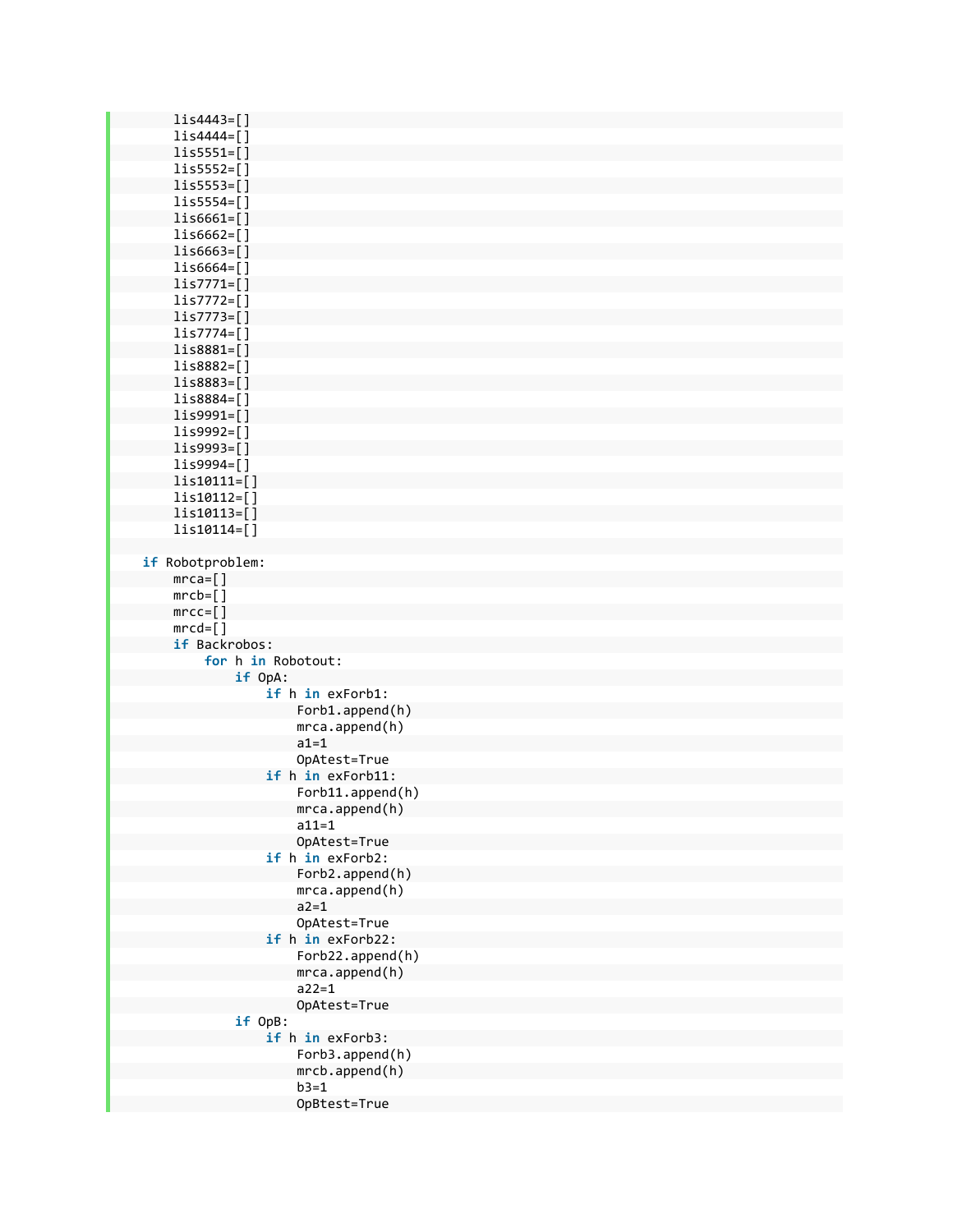```
        lis4443=[]
        lis4444=[]
        lis5551=[]
        lis5552=[]
        lis5553=[]
        lis5554=[]
        lis6661=[]
        lis6662=[]
        lis6663=[]
        lis6664=[]
        lis7771=[]
        lis7772=[]
        lis7773=[]
        lis7774=[]
        lis8881=[]
        lis8882=[]
        lis8883=[]
        lis8884=[]
        lis9991=[]
        lis9992=[]
        lis9993=[]
        lis9994=[]
        lis10111=[]
        lis10112=[]
        lis10113=[]
        lis10114=[]

    if Robotproblem:
        mrca=[]
        mrcb=[]
        mrcc=[]
        mrcd=[]
        if Backrobos:
            for h in Robotout:
                if OpA:
                    if h in exForb1:
                        Forb1.append(h)
                        mrca.append(h)
                        a1=1
                        OpAtest=True
                    if h in exForb11:
                        Forb11.append(h)
                        mrca.append(h)
                        a11=1
                        OpAtest=True
                    if h in exForb2:
                        Forb2.append(h)
                        mrca.append(h)
                        a2=1
                        OpAtest=True
                    if h in exForb22:
                        Forb22.append(h)
                        mrca.append(h)
                        a22=1
                        OpAtest=True
                if OpB:
                    if h in exForb3:
                        Forb3.append(h)
                        mrcb.append(h)
                        b3=1
                        OpBtest=True
```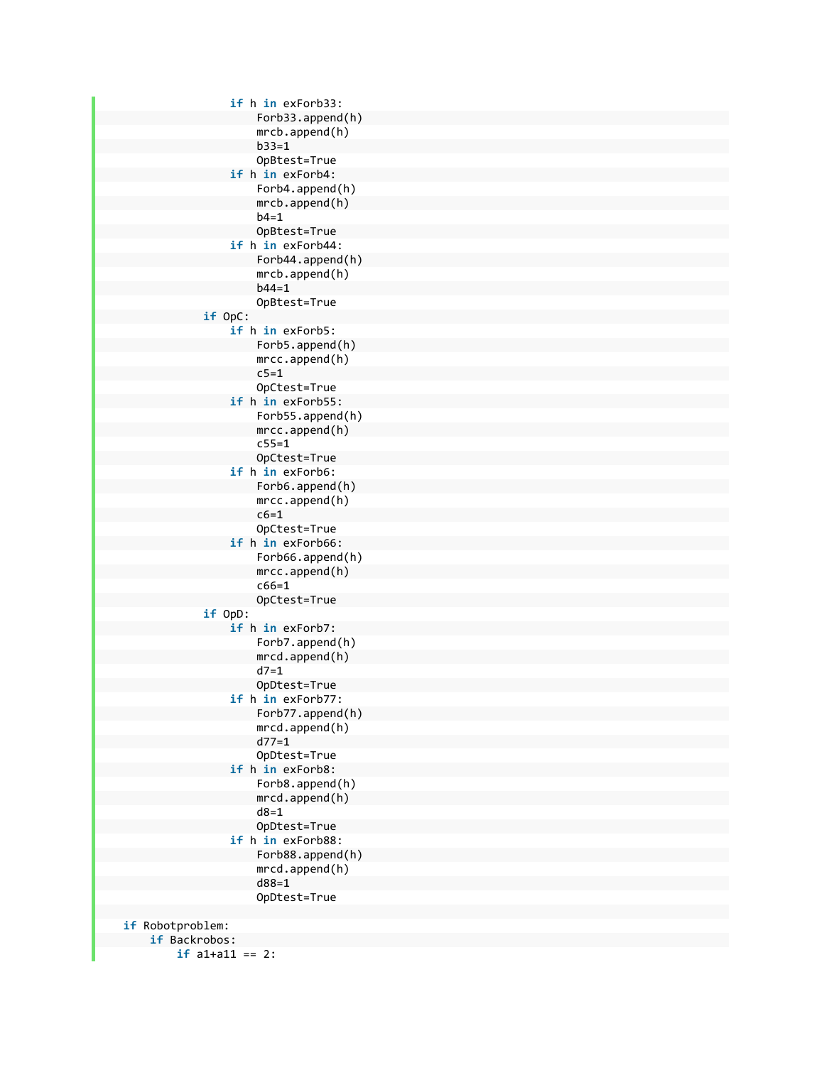```
                    if h in exForb33:
                        Forb33.append(h)
                        mrcb.append(h)
                        b33=1
                        OpBtest=True
                    if h in exForb4:
                        Forb4.append(h)
                        mrcb.append(h)
                        b4=1
                        OpBtest=True
                    if h in exForb44:
                        Forb44.append(h)
                        mrcb.append(h)
                        b44=1
                        OpBtest=True
                if OpC:
                    if h in exForb5:
                        Forb5.append(h)
                        mrcc.append(h)
                        c5=1
                        OpCtest=True
                    if h in exForb55:
                        Forb55.append(h)
                        mrcc.append(h)
                        c55=1
                        OpCtest=True
                    if h in exForb6:
                        Forb6.append(h)
                        mrcc.append(h)
                        c6=1
                        OpCtest=True
                    if h in exForb66:
                        Forb66.append(h)
                        mrcc.append(h)
                        c66=1
                        OpCtest=True
                if OpD:
                    if h in exForb7:
                        Forb7.append(h)
                        mrcd.append(h)
                        d7=1
                        OpDtest=True
                    if h in exForb77:
                        Forb77.append(h)
                        mrcd.append(h)
                        d77=1
                        OpDtest=True
                    if h in exForb8:
                        Forb8.append(h)
                        mrcd.append(h)
                        d8=1
                        OpDtest=True
                    if h in exForb88:
                        Forb88.append(h)
                        mrcd.append(h)
                        d88=1
                        OpDtest=True

    if Robotproblem:
        if Backrobos:
            if a1+a11 == 2:
```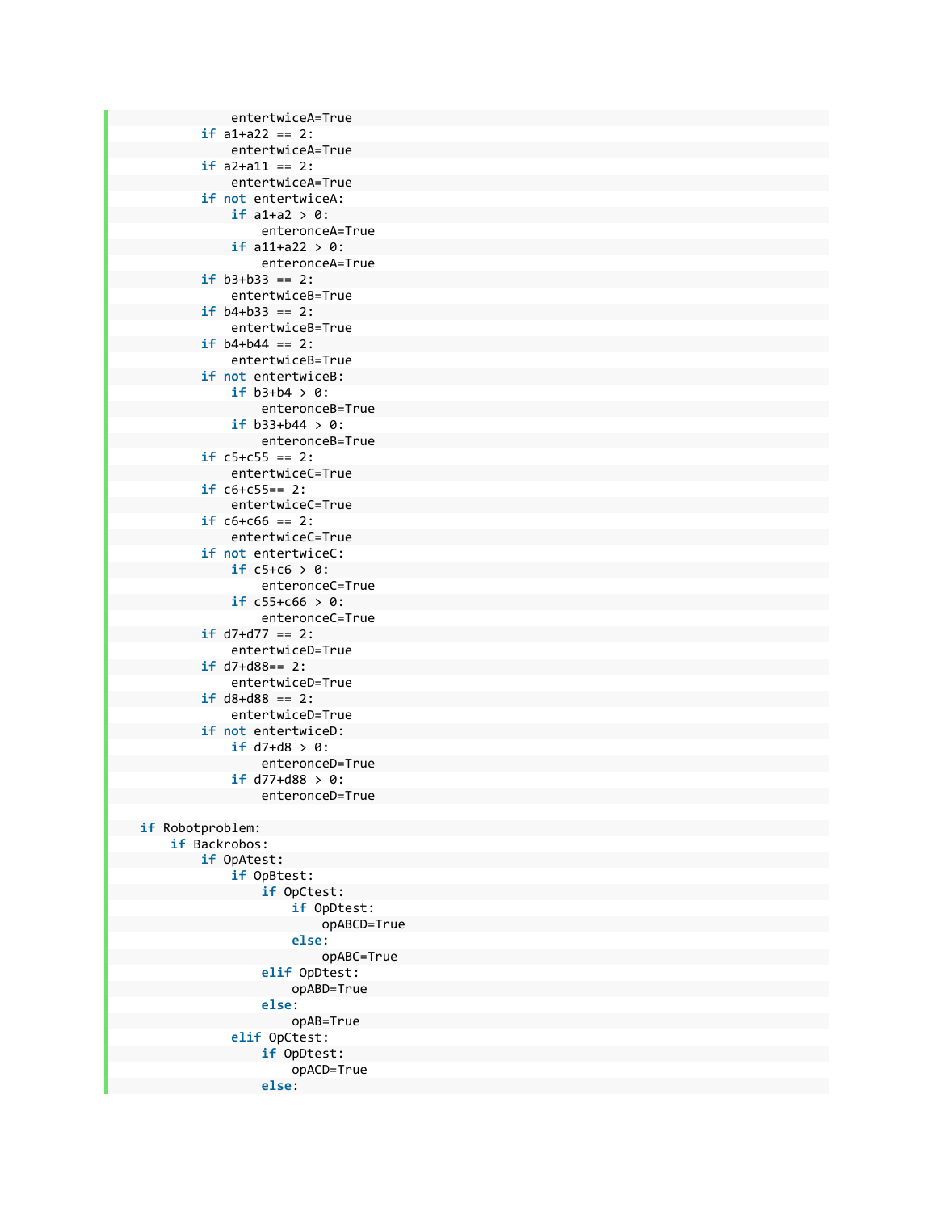```
                entertwiceA=True
            if a1+a22 == 2:
                entertwiceA=True
            if a2+a11 == 2:
                entertwiceA=True
            if not entertwiceA:
                if a1+a2 > 0:
                    enteronceA=True
                if a11+a22 > 0:
                    enteronceA=True
            if b3+b33 == 2:
                entertwiceB=True
            if b4+b33 == 2:
                entertwiceB=True
            if b4+b44 == 2:
                entertwiceB=True
            if not entertwiceB:
                if b3+b4 > 0:
                    enteronceB=True
                if b33+b44 > 0:
                    enteronceB=True
            if c5+c55 == 2:
                entertwiceC=True
            if c6+c55== 2:
                entertwiceC=True
            if c6+c66 == 2:
                entertwiceC=True
            if not entertwiceC:
                if c5+c6 > 0:
                    enteronceC=True
                if c55+c66 > 0:
                    enteronceC=True
            if d7+d77 == 2:
                entertwiceD=True
            if d7+d88== 2:
                entertwiceD=True
            if d8+d88 == 2:
                entertwiceD=True
            if not entertwiceD:
                if d7+d8 > 0:
                    enteronceD=True
                if d77+d88 > 0:
                    enteronceD=True

    if Robotproblem:
        if Backrobos:
            if OpAtest:
                if OpBtest:
                    if OpCtest:
                        if OpDtest:
                            opABCD=True
                        else:
                            opABC=True
                    elif OpDtest:
                        opABD=True
                    else:
                        opAB=True
                elif OpCtest:
                    if OpDtest:
                        opACD=True
                    else:
```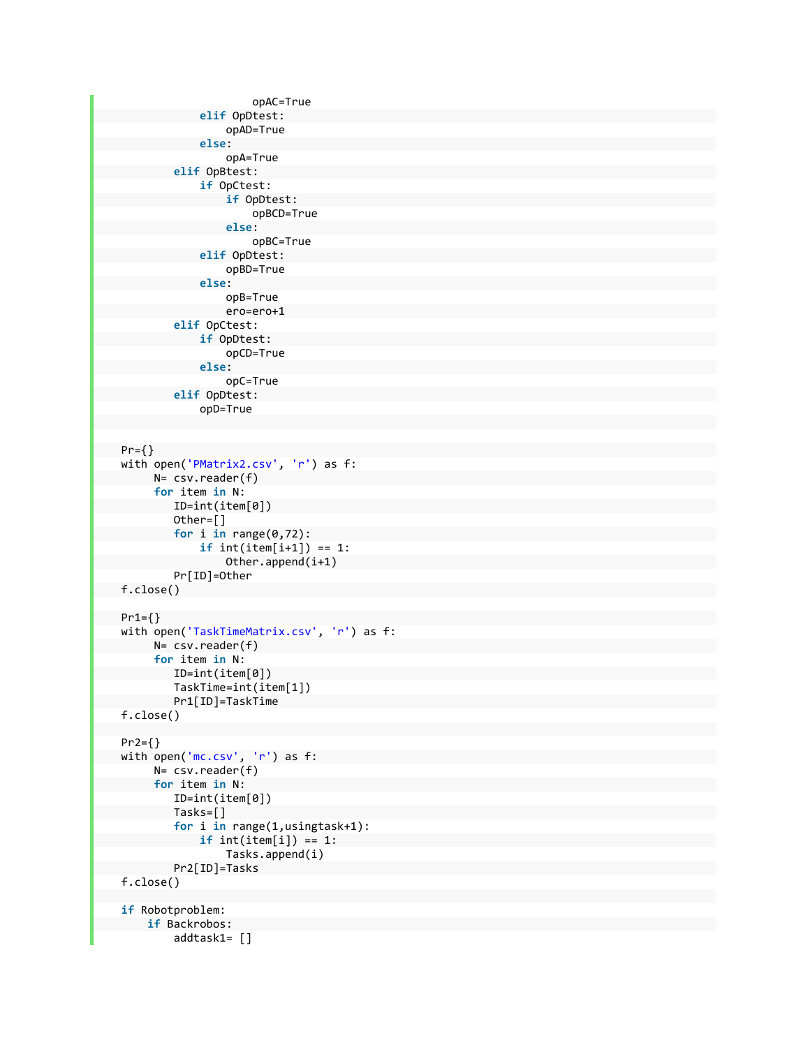```
                        opAC=True
                elif OpDtest:
                    opAD=True
                else:
                    opA=True
            elif OpBtest:
                if OpCtest:
                    if OpDtest:
                        opBCD=True
                    else:
                        opBC=True
                elif OpDtest:
                    opBD=True
                else:
                    opB=True
                    ero=ero+1
            elif OpCtest:
                if OpDtest:
                    opCD=True
                else:
                    opC=True
            elif OpDtest:
                opD=True


    Pr={}
    with open('PMatrix2.csv', 'r') as f:
         N= csv.reader(f)
         for item in N:
            ID=int(item[0])
            Other=[]
            for i in range(0,72):
                if int(item[i+1]) == 1:
                    Other.append(i+1)
            Pr[ID]=Other
    f.close()

    Pr1={}
    with open('TaskTimeMatrix.csv', 'r') as f:
         N= csv.reader(f)
         for item in N:
            ID=int(item[0])
            TaskTime=int(item[1])
            Pr1[ID]=TaskTime
    f.close()

    Pr2={}
    with open('mc.csv', 'r') as f:
         N= csv.reader(f)
         for item in N:
            ID=int(item[0])
            Tasks=[]
            for i in range(1,usingtask+1):
                if int(item[i]) == 1:
                    Tasks.append(i)
            Pr2[ID]=Tasks
    f.close()

    if Robotproblem:
        if Backrobos:
            addtask1= []
```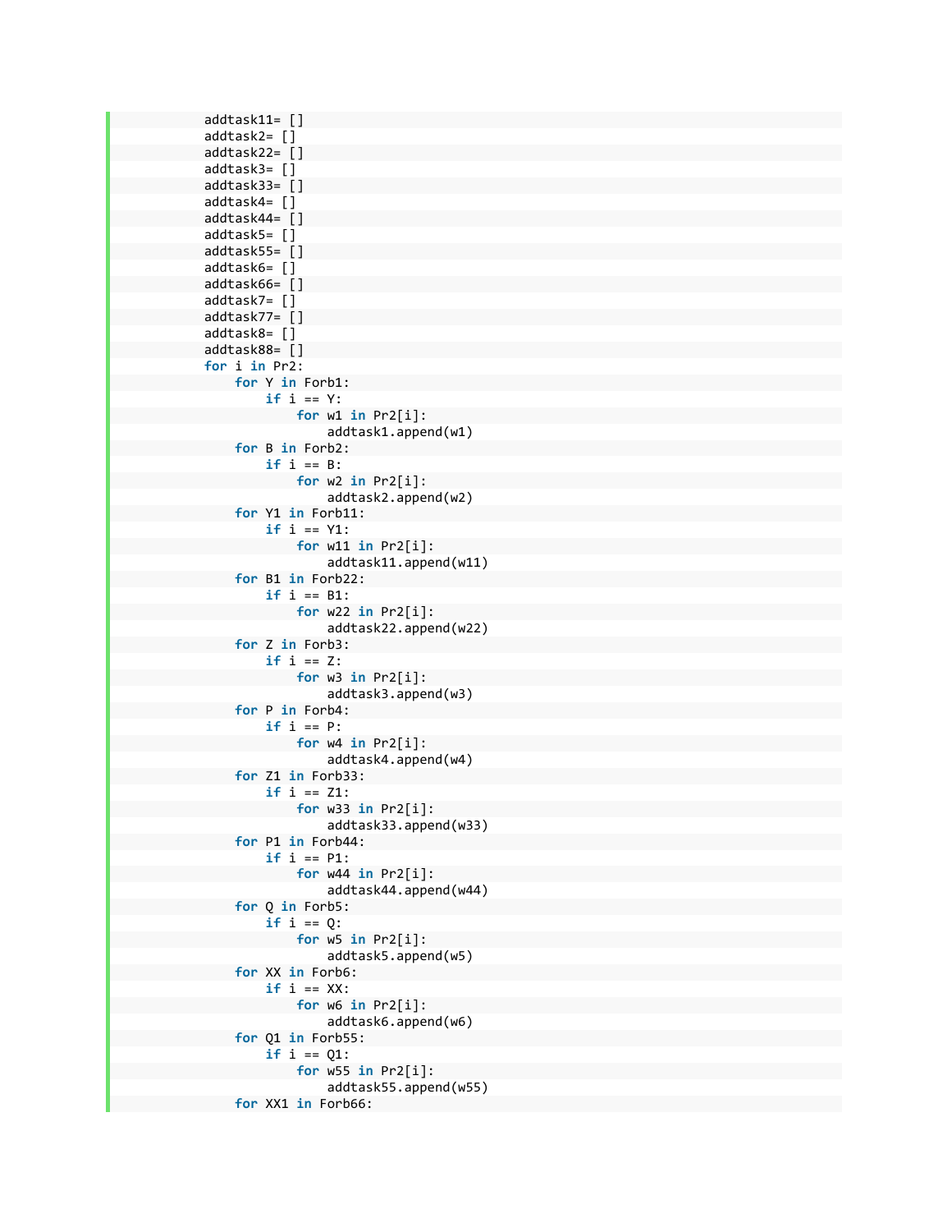```
addtask11= []
addtask2= []
addtask22= []
addtask3= []
addtask33= []
addtask4= []
addtask44= []
addtask5= []
addtask55= []
addtask6= []
addtask66= []
addtask7= []
addtask77= []
addtask8= []
addtask88= []
for i in Pr2:
    for Y in Forb1:
        if i == Y:
            for w1 in Pr2[i]:
                addtask1.append(w1)
    for B in Forb2:
        if i == B:
            for w2 in Pr2[i]:
                addtask2.append(w2)
    for Y1 in Forb11:
        if i == Y1:
            for w11 in Pr2[i]:
                addtask11.append(w11)
    for B1 in Forb22:
        if i == B1:
            for w22 in Pr2[i]:
                addtask22.append(w22)
    for Z in Forb3:
        if i == Z:
            for w3 in Pr2[i]:
                addtask3.append(w3)
    for P in Forb4:
        if i == P:
            for w4 in Pr2[i]:
                addtask4.append(w4)
    for Z1 in Forb33:
        if i == Z1:
            for w33 in Pr2[i]:
                addtask33.append(w33)
    for P1 in Forb44:
        if i == P1:
            for w44 in Pr2[i]:
                addtask44.append(w44)
    for Q in Forb5:
        if i == Q:
            for w5 in Pr2[i]:
                addtask5.append(w5)
    for XX in Forb6:
        if i == XX:
            for w6 in Pr2[i]:
                addtask6.append(w6)
    for Q1 in Forb55:
        if i == Q1:
            for w55 in Pr2[i]:
                addtask55.append(w55)
    for XX1 in Forb66:
```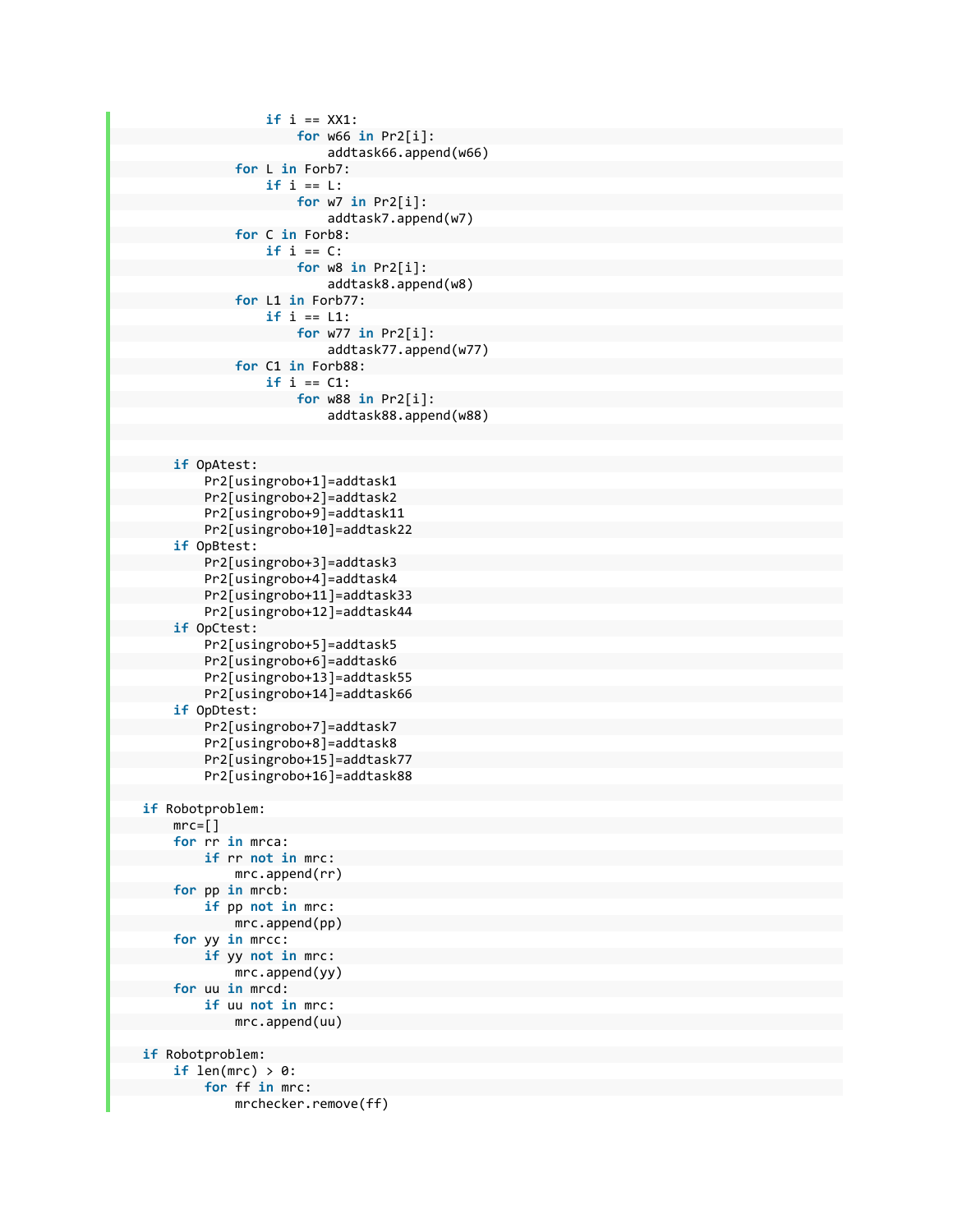```
                if i == XX1:
                    for w66 in Pr2[i]:
                        addtask66.append(w66)
            for L in Forb7:
                if i == L:
                    for w7 in Pr2[i]:
                        addtask7.append(w7)
            for C in Forb8:
                if i == C:
                    for w8 in Pr2[i]:
                        addtask8.append(w8)
            for L1 in Forb77:
                if i == L1:
                    for w77 in Pr2[i]:
                        addtask77.append(w77)
            for C1 in Forb88:
                if i == C1:
                    for w88 in Pr2[i]:
                        addtask88.append(w88)


        if OpAtest:
            Pr2[usingrobo+1]=addtask1
            Pr2[usingrobo+2]=addtask2
            Pr2[usingrobo+9]=addtask11
            Pr2[usingrobo+10]=addtask22
        if OpBtest:
            Pr2[usingrobo+3]=addtask3
            Pr2[usingrobo+4]=addtask4
            Pr2[usingrobo+11]=addtask33
            Pr2[usingrobo+12]=addtask44
        if OpCtest:
            Pr2[usingrobo+5]=addtask5
            Pr2[usingrobo+6]=addtask6
            Pr2[usingrobo+13]=addtask55
            Pr2[usingrobo+14]=addtask66
        if OpDtest:
            Pr2[usingrobo+7]=addtask7
            Pr2[usingrobo+8]=addtask8
            Pr2[usingrobo+15]=addtask77
            Pr2[usingrobo+16]=addtask88

    if Robotproblem:
        mrc=[]
        for rr in mrca:
            if rr not in mrc:
                mrc.append(rr)
        for pp in mrcb:
            if pp not in mrc:
                mrc.append(pp)
        for yy in mrcc:
            if yy not in mrc:
                mrc.append(yy)
        for uu in mrcd:
            if uu not in mrc:
                mrc.append(uu)

    if Robotproblem:
        if len(mrc) > 0:
            for ff in mrc:
                mrchecker.remove(ff)
```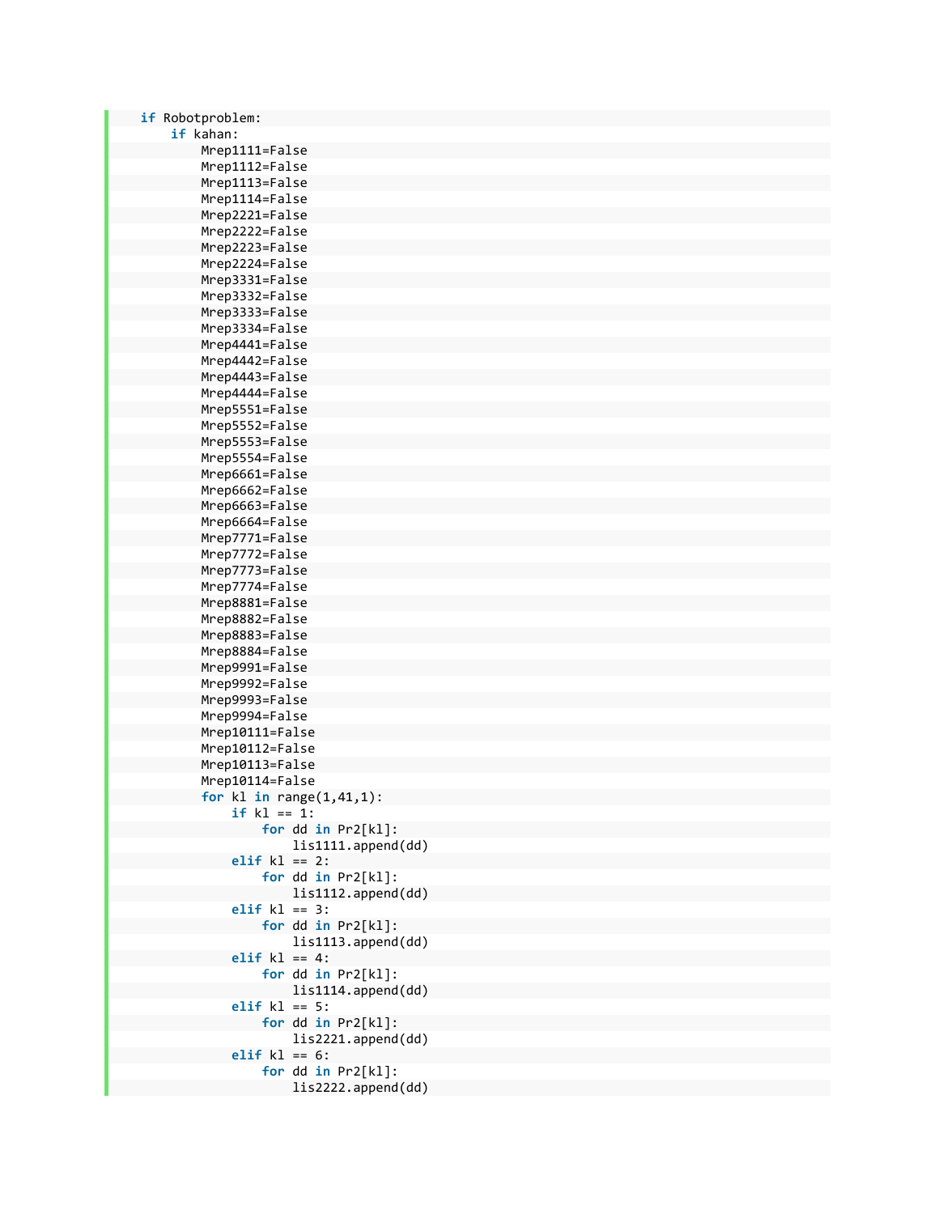```python
    if Robotproblem:
        if kahan:
            Mrep1111=False
            Mrep1112=False
            Mrep1113=False
            Mrep1114=False
            Mrep2221=False
            Mrep2222=False
            Mrep2223=False
            Mrep2224=False
            Mrep3331=False
            Mrep3332=False
            Mrep3333=False
            Mrep3334=False
            Mrep4441=False
            Mrep4442=False
            Mrep4443=False
            Mrep4444=False
            Mrep5551=False
            Mrep5552=False
            Mrep5553=False
            Mrep5554=False
            Mrep6661=False
            Mrep6662=False
            Mrep6663=False
            Mrep6664=False
            Mrep7771=False
            Mrep7772=False
            Mrep7773=False
            Mrep7774=False
            Mrep8881=False
            Mrep8882=False
            Mrep8883=False
            Mrep8884=False
            Mrep9991=False
            Mrep9992=False
            Mrep9993=False
            Mrep9994=False
            Mrep10111=False
            Mrep10112=False
            Mrep10113=False
            Mrep10114=False
            for kl in range(1,41,1):
                if kl == 1:
                    for dd in Pr2[kl]:
                        lis1111.append(dd)
                elif kl == 2:
                    for dd in Pr2[kl]:
                        lis1112.append(dd)
                elif kl == 3:
                    for dd in Pr2[kl]:
                        lis1113.append(dd)
                elif kl == 4:
                    for dd in Pr2[kl]:
                        lis1114.append(dd)
                elif kl == 5:
                    for dd in Pr2[kl]:
                        lis2221.append(dd)
                elif kl == 6:
                    for dd in Pr2[kl]:
                        lis2222.append(dd)
```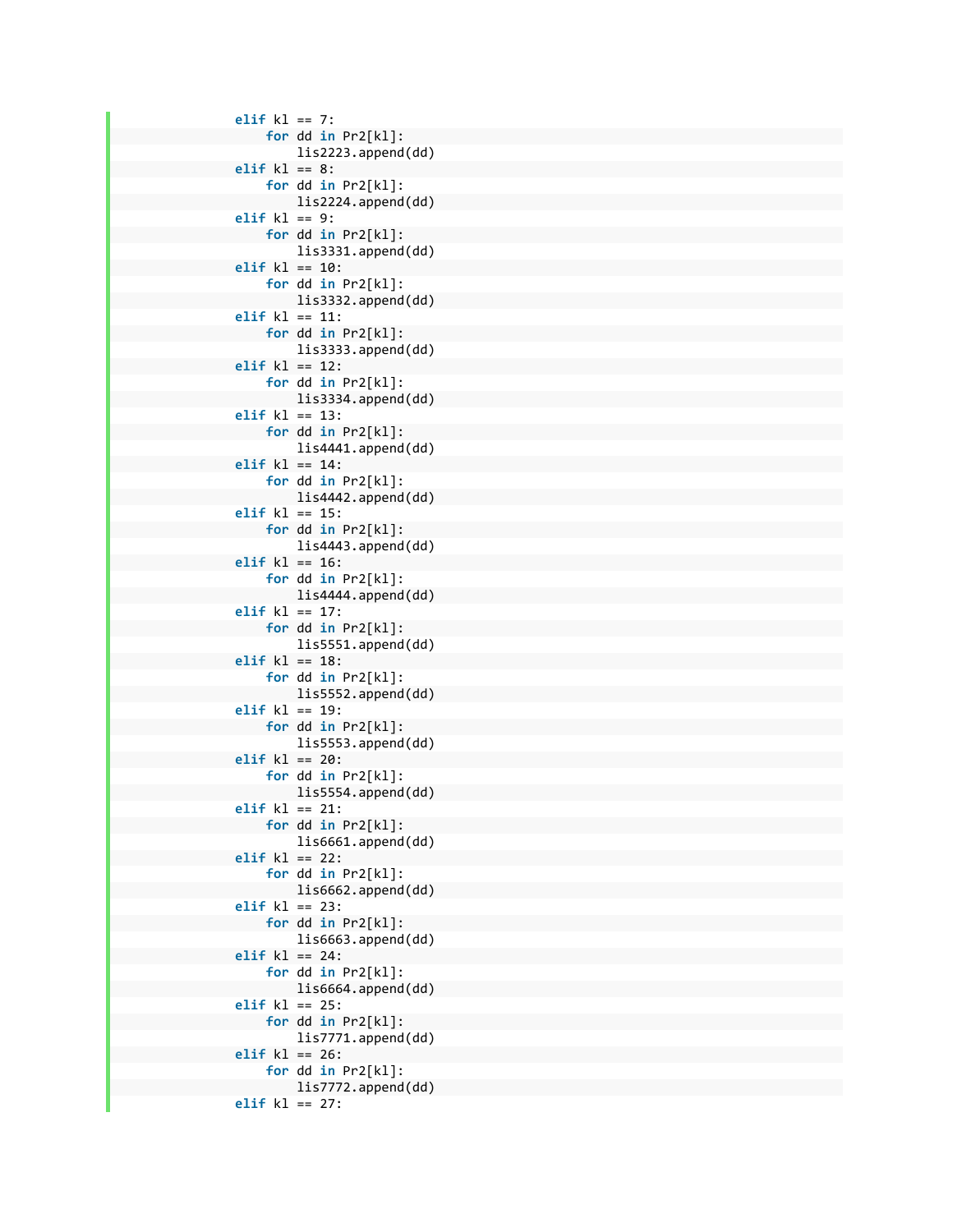```
        elif kl == 7:
            for dd in Pr2[kl]:
                lis2223.append(dd)
        elif kl == 8:
            for dd in Pr2[kl]:
                lis2224.append(dd)
        elif kl == 9:
            for dd in Pr2[kl]:
                lis3331.append(dd)
        elif kl == 10:
            for dd in Pr2[kl]:
                lis3332.append(dd)
        elif kl == 11:
            for dd in Pr2[kl]:
                lis3333.append(dd)
        elif kl == 12:
            for dd in Pr2[kl]:
                lis3334.append(dd)
        elif kl == 13:
            for dd in Pr2[kl]:
                lis4441.append(dd)
        elif kl == 14:
            for dd in Pr2[kl]:
                lis4442.append(dd)
        elif kl == 15:
            for dd in Pr2[kl]:
                lis4443.append(dd)
        elif kl == 16:
            for dd in Pr2[kl]:
                lis4444.append(dd)
        elif kl == 17:
            for dd in Pr2[kl]:
                lis5551.append(dd)
        elif kl == 18:
            for dd in Pr2[kl]:
                lis5552.append(dd)
        elif kl == 19:
            for dd in Pr2[kl]:
                lis5553.append(dd)
        elif kl == 20:
            for dd in Pr2[kl]:
                lis5554.append(dd)
        elif kl == 21:
            for dd in Pr2[kl]:
                lis6661.append(dd)
        elif kl == 22:
            for dd in Pr2[kl]:
                lis6662.append(dd)
        elif kl == 23:
            for dd in Pr2[kl]:
                lis6663.append(dd)
        elif kl == 24:
            for dd in Pr2[kl]:
                lis6664.append(dd)
        elif kl == 25:
            for dd in Pr2[kl]:
                lis7771.append(dd)
        elif kl == 26:
            for dd in Pr2[kl]:
                lis7772.append(dd)
        elif kl == 27:
```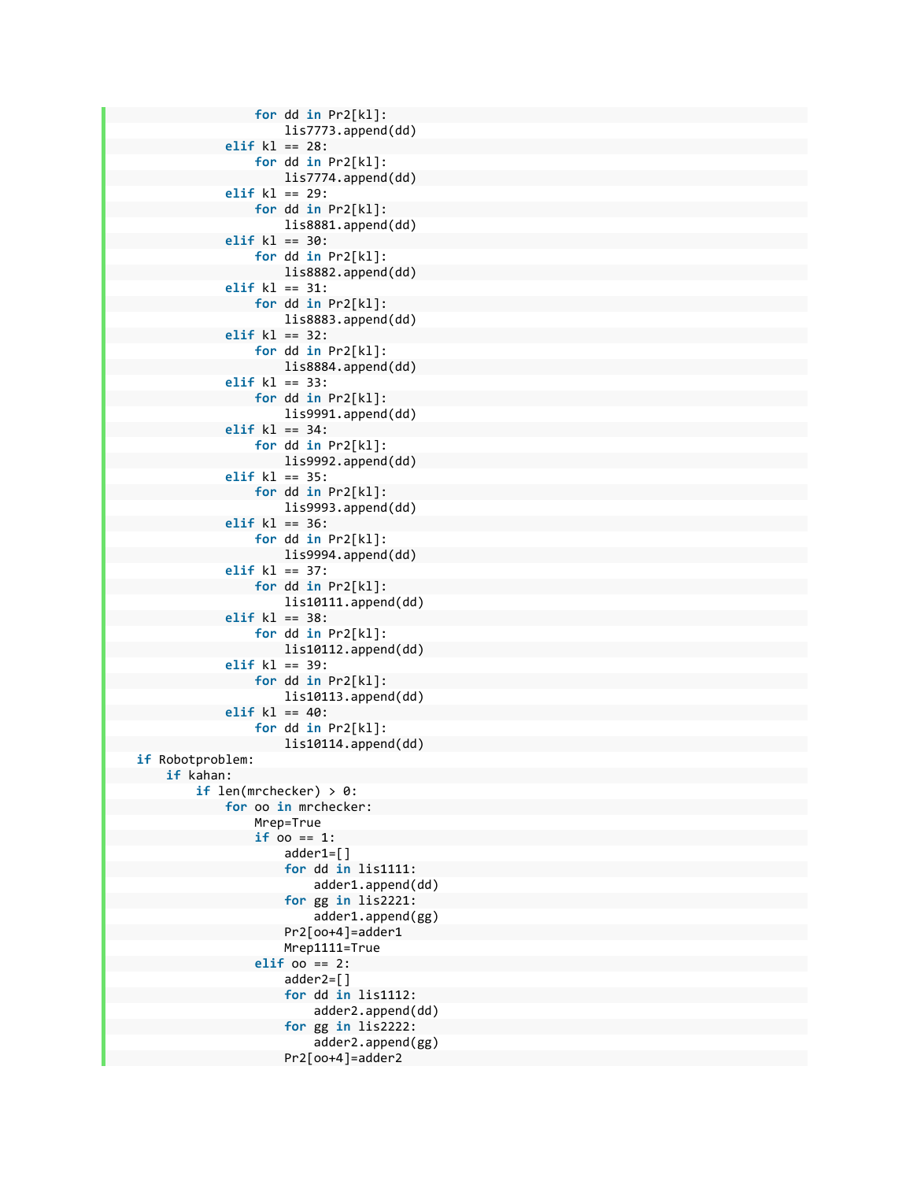```
                for dd in Pr2[kl]:
                    lis7773.append(dd)
            elif kl == 28:
                for dd in Pr2[kl]:
                    lis7774.append(dd)
            elif kl == 29:
                for dd in Pr2[kl]:
                    lis8881.append(dd)
            elif kl == 30:
                for dd in Pr2[kl]:
                    lis8882.append(dd)
            elif kl == 31:
                for dd in Pr2[kl]:
                    lis8883.append(dd)
            elif kl == 32:
                for dd in Pr2[kl]:
                    lis8884.append(dd)
            elif kl == 33:
                for dd in Pr2[kl]:
                    lis9991.append(dd)
            elif kl == 34:
                for dd in Pr2[kl]:
                    lis9992.append(dd)
            elif kl == 35:
                for dd in Pr2[kl]:
                    lis9993.append(dd)
            elif kl == 36:
                for dd in Pr2[kl]:
                    lis9994.append(dd)
            elif kl == 37:
                for dd in Pr2[kl]:
                    lis10111.append(dd)
            elif kl == 38:
                for dd in Pr2[kl]:
                    lis10112.append(dd)
            elif kl == 39:
                for dd in Pr2[kl]:
                    lis10113.append(dd)
            elif kl == 40:
                for dd in Pr2[kl]:
                    lis10114.append(dd)
if Robotproblem:
    if kahan:
        if len(mrchecker) > 0:
            for oo in mrchecker:
                Mrep=True
                if oo == 1:
                    adder1=[]
                    for dd in lis1111:
                        adder1.append(dd)
                    for gg in lis2221:
                        adder1.append(gg)
                    Pr2[oo+4]=adder1
                    Mrep1111=True
                elif oo == 2:
                    adder2=[]
                    for dd in lis1112:
                        adder2.append(dd)
                    for gg in lis2222:
                        adder2.append(gg)
                    Pr2[oo+4]=adder2
```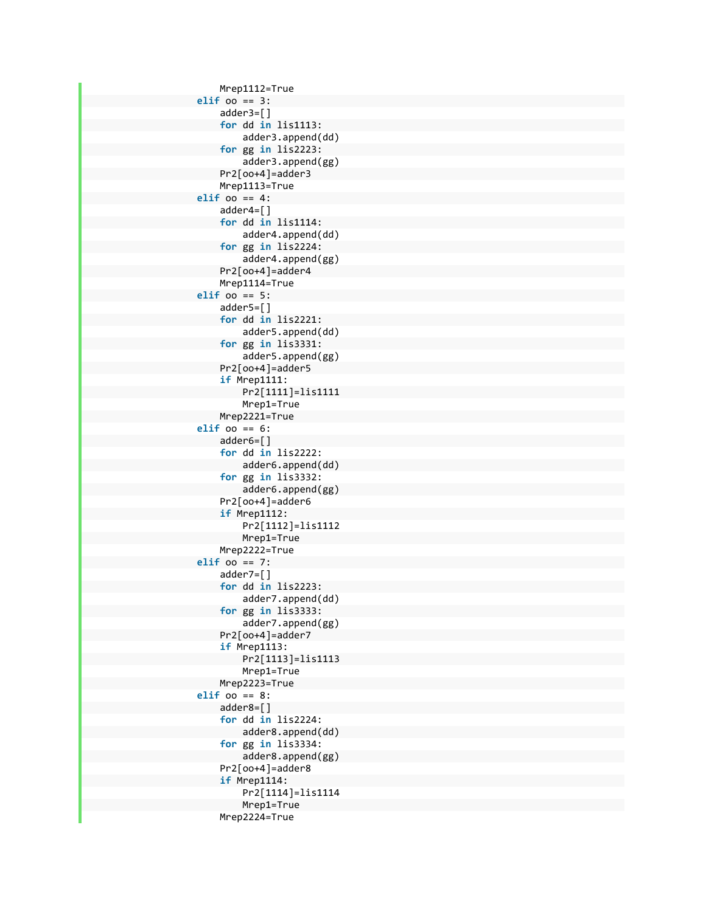```
                Mrep1112=True
            elif oo == 3:
                adder3=[]
                for dd in lis1113:
                    adder3.append(dd)
                for gg in lis2223:
                    adder3.append(gg)
                Pr2[oo+4]=adder3
                Mrep1113=True
            elif oo == 4:
                adder4=[]
                for dd in lis1114:
                    adder4.append(dd)
                for gg in lis2224:
                    adder4.append(gg)
                Pr2[oo+4]=adder4
                Mrep1114=True
            elif oo == 5:
                adder5=[]
                for dd in lis2221:
                    adder5.append(dd)
                for gg in lis3331:
                    adder5.append(gg)
                Pr2[oo+4]=adder5
                if Mrep1111:
                    Pr2[1111]=lis1111
                    Mrep1=True
                Mrep2221=True
            elif oo == 6:
                adder6=[]
                for dd in lis2222:
                    adder6.append(dd)
                for gg in lis3332:
                    adder6.append(gg)
                Pr2[oo+4]=adder6
                if Mrep1112:
                    Pr2[1112]=lis1112
                    Mrep1=True
                Mrep2222=True
            elif oo == 7:
                adder7=[]
                for dd in lis2223:
                    adder7.append(dd)
                for gg in lis3333:
                    adder7.append(gg)
                Pr2[oo+4]=adder7
                if Mrep1113:
                    Pr2[1113]=lis1113
                    Mrep1=True
                Mrep2223=True
            elif oo == 8:
                adder8=[]
                for dd in lis2224:
                    adder8.append(dd)
                for gg in lis3334:
                    adder8.append(gg)
                Pr2[oo+4]=adder8
                if Mrep1114:
                    Pr2[1114]=lis1114
                    Mrep1=True
                Mrep2224=True
```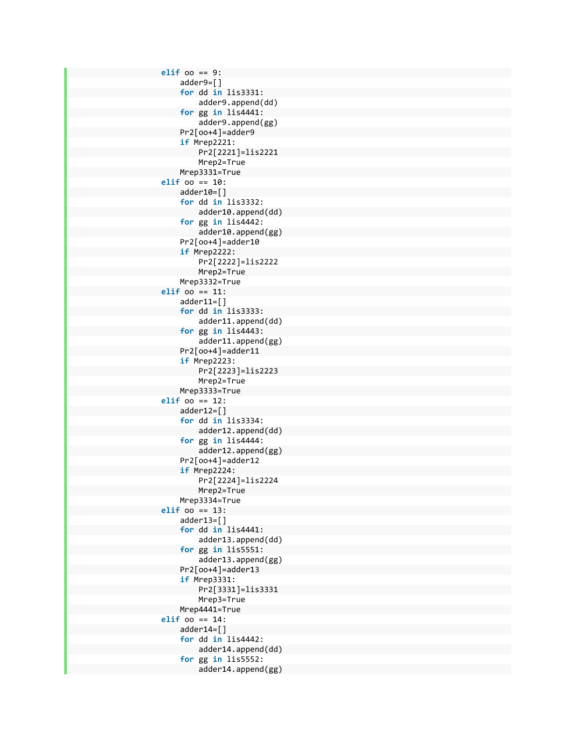```
        elif oo == 9:
            adder9=[]
            for dd in lis3331:
                adder9.append(dd)
            for gg in lis4441:
                adder9.append(gg)
            Pr2[oo+4]=adder9
            if Mrep2221:
                Pr2[2221]=lis2221
                Mrep2=True
            Mrep3331=True
        elif oo == 10:
            adder10=[]
            for dd in lis3332:
                adder10.append(dd)
            for gg in lis4442:
                adder10.append(gg)
            Pr2[oo+4]=adder10
            if Mrep2222:
                Pr2[2222]=lis2222
                Mrep2=True
            Mrep3332=True
        elif oo == 11:
            adder11=[]
            for dd in lis3333:
                adder11.append(dd)
            for gg in lis4443:
                adder11.append(gg)
            Pr2[oo+4]=adder11
            if Mrep2223:
                Pr2[2223]=lis2223
                Mrep2=True
            Mrep3333=True
        elif oo == 12:
            adder12=[]
            for dd in lis3334:
                adder12.append(dd)
            for gg in lis4444:
                adder12.append(gg)
            Pr2[oo+4]=adder12
            if Mrep2224:
                Pr2[2224]=lis2224
                Mrep2=True
            Mrep3334=True
        elif oo == 13:
            adder13=[]
            for dd in lis4441:
                adder13.append(dd)
            for gg in lis5551:
                adder13.append(gg)
            Pr2[oo+4]=adder13
            if Mrep3331:
                Pr2[3331]=lis3331
                Mrep3=True
            Mrep4441=True
        elif oo == 14:
            adder14=[]
            for dd in lis4442:
                adder14.append(dd)
            for gg in lis5552:
                adder14.append(gg)
```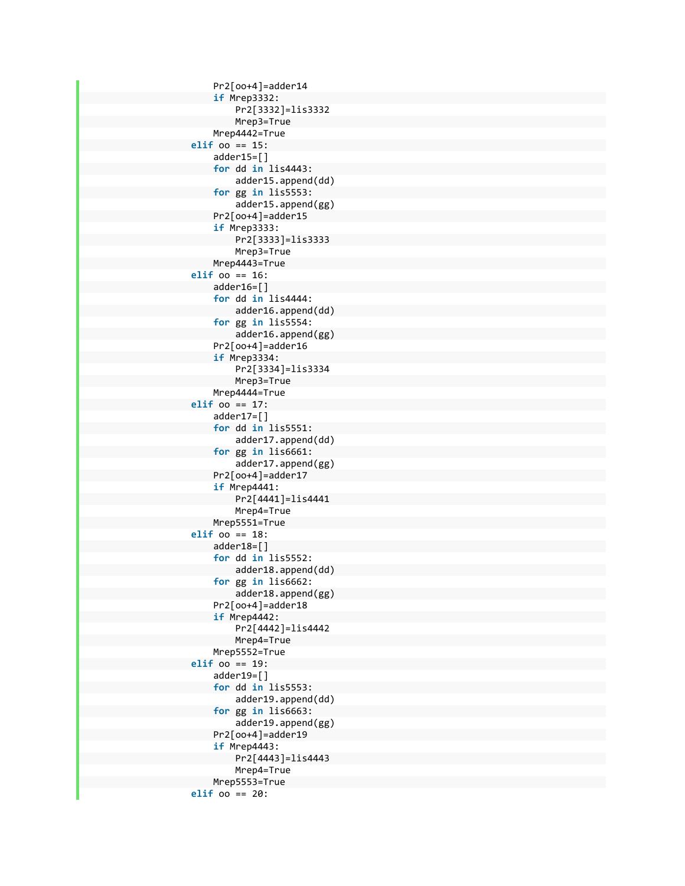```
            Pr2[oo+4]=adder14
            if Mrep3332:
                Pr2[3332]=lis3332
                Mrep3=True
            Mrep4442=True
        elif oo == 15:
            adder15=[]
            for dd in lis4443:
                adder15.append(dd)
            for gg in lis5553:
                adder15.append(gg)
            Pr2[oo+4]=adder15
            if Mrep3333:
                Pr2[3333]=lis3333
                Mrep3=True
            Mrep4443=True
        elif oo == 16:
            adder16=[]
            for dd in lis4444:
                adder16.append(dd)
            for gg in lis5554:
                adder16.append(gg)
            Pr2[oo+4]=adder16
            if Mrep3334:
                Pr2[3334]=lis3334
                Mrep3=True
            Mrep4444=True
        elif oo == 17:
            adder17=[]
            for dd in lis5551:
                adder17.append(dd)
            for gg in lis6661:
                adder17.append(gg)
            Pr2[oo+4]=adder17
            if Mrep4441:
                Pr2[4441]=lis4441
                Mrep4=True
            Mrep5551=True
        elif oo == 18:
            adder18=[]
            for dd in lis5552:
                adder18.append(dd)
            for gg in lis6662:
                adder18.append(gg)
            Pr2[oo+4]=adder18
            if Mrep4442:
                Pr2[4442]=lis4442
                Mrep4=True
            Mrep5552=True
        elif oo == 19:
            adder19=[]
            for dd in lis5553:
                adder19.append(dd)
            for gg in lis6663:
                adder19.append(gg)
            Pr2[oo+4]=adder19
            if Mrep4443:
                Pr2[4443]=lis4443
                Mrep4=True
            Mrep5553=True
        elif oo == 20:
```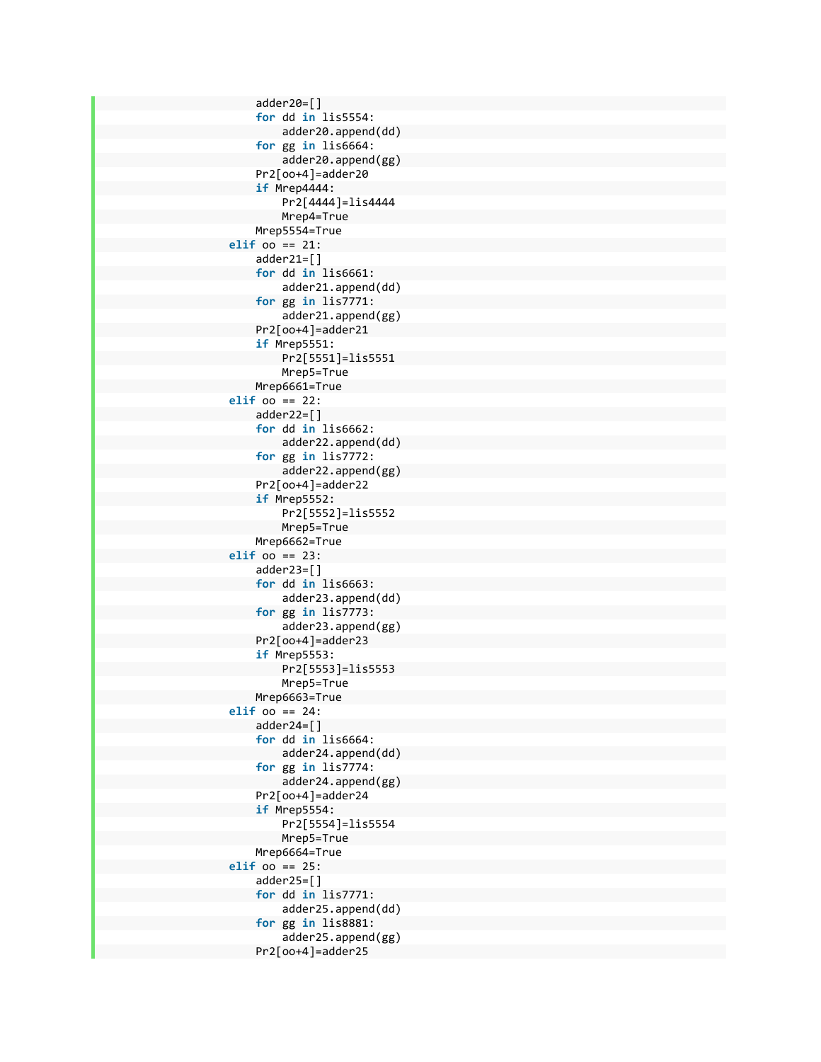```
                adder20=[]
                for dd in lis5554:
                    adder20.append(dd)
                for gg in lis6664:
                    adder20.append(gg)
                Pr2[oo+4]=adder20
                if Mrep4444:
                    Pr2[4444]=lis4444
                    Mrep4=True
                Mrep5554=True
            elif oo == 21:
                adder21=[]
                for dd in lis6661:
                    adder21.append(dd)
                for gg in lis7771:
                    adder21.append(gg)
                Pr2[oo+4]=adder21
                if Mrep5551:
                    Pr2[5551]=lis5551
                    Mrep5=True
                Mrep6661=True
            elif oo == 22:
                adder22=[]
                for dd in lis6662:
                    adder22.append(dd)
                for gg in lis7772:
                    adder22.append(gg)
                Pr2[oo+4]=adder22
                if Mrep5552:
                    Pr2[5552]=lis5552
                    Mrep5=True
                Mrep6662=True
            elif oo == 23:
                adder23=[]
                for dd in lis6663:
                    adder23.append(dd)
                for gg in lis7773:
                    adder23.append(gg)
                Pr2[oo+4]=adder23
                if Mrep5553:
                    Pr2[5553]=lis5553
                    Mrep5=True
                Mrep6663=True
            elif oo == 24:
                adder24=[]
                for dd in lis6664:
                    adder24.append(dd)
                for gg in lis7774:
                    adder24.append(gg)
                Pr2[oo+4]=adder24
                if Mrep5554:
                    Pr2[5554]=lis5554
                    Mrep5=True
                Mrep6664=True
            elif oo == 25:
                adder25=[]
                for dd in lis7771:
                    adder25.append(dd)
                for gg in lis8881:
                    adder25.append(gg)
                Pr2[oo+4]=adder25
```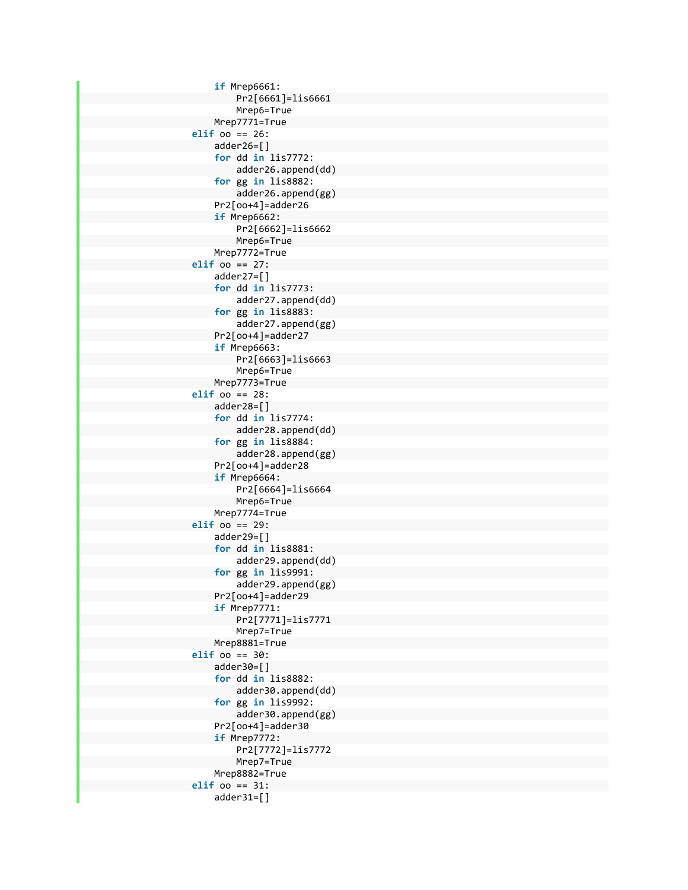```
                if Mrep6661:
                    Pr2[6661]=lis6661
                    Mrep6=True
                Mrep7771=True
            elif oo == 26:
                adder26=[]
                for dd in lis7772:
                    adder26.append(dd)
                for gg in lis8882:
                    adder26.append(gg)
                Pr2[oo+4]=adder26
                if Mrep6662:
                    Pr2[6662]=lis6662
                    Mrep6=True
                Mrep7772=True
            elif oo == 27:
                adder27=[]
                for dd in lis7773:
                    adder27.append(dd)
                for gg in lis8883:
                    adder27.append(gg)
                Pr2[oo+4]=adder27
                if Mrep6663:
                    Pr2[6663]=lis6663
                    Mrep6=True
                Mrep7773=True
            elif oo == 28:
                adder28=[]
                for dd in lis7774:
                    adder28.append(dd)
                for gg in lis8884:
                    adder28.append(gg)
                Pr2[oo+4]=adder28
                if Mrep6664:
                    Pr2[6664]=lis6664
                    Mrep6=True
                Mrep7774=True
            elif oo == 29:
                adder29=[]
                for dd in lis8881:
                    adder29.append(dd)
                for gg in lis9991:
                    adder29.append(gg)
                Pr2[oo+4]=adder29
                if Mrep7771:
                    Pr2[7771]=lis7771
                    Mrep7=True
                Mrep8881=True
            elif oo == 30:
                adder30=[]
                for dd in lis8882:
                    adder30.append(dd)
                for gg in lis9992:
                    adder30.append(gg)
                Pr2[oo+4]=adder30
                if Mrep7772:
                    Pr2[7772]=lis7772
                    Mrep7=True
                Mrep8882=True
            elif oo == 31:
                adder31=[]
```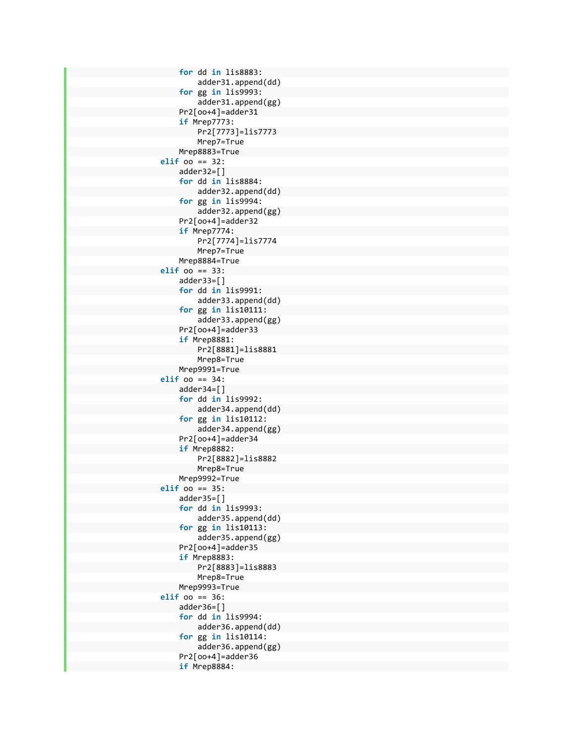```
                for dd in lis8883:
                    adder31.append(dd)
                for gg in lis9993:
                    adder31.append(gg)
                Pr2[oo+4]=adder31
                if Mrep7773:
                    Pr2[7773]=lis7773
                    Mrep7=True
                Mrep8883=True
            elif oo == 32:
                adder32=[]
                for dd in lis8884:
                    adder32.append(dd)
                for gg in lis9994:
                    adder32.append(gg)
                Pr2[oo+4]=adder32
                if Mrep7774:
                    Pr2[7774]=lis7774
                    Mrep7=True
                Mrep8884=True
            elif oo == 33:
                adder33=[]
                for dd in lis9991:
                    adder33.append(dd)
                for gg in lis10111:
                    adder33.append(gg)
                Pr2[oo+4]=adder33
                if Mrep8881:
                    Pr2[8881]=lis8881
                    Mrep8=True
                Mrep9991=True
            elif oo == 34:
                adder34=[]
                for dd in lis9992:
                    adder34.append(dd)
                for gg in lis10112:
                    adder34.append(gg)
                Pr2[oo+4]=adder34
                if Mrep8882:
                    Pr2[8882]=lis8882
                    Mrep8=True
                Mrep9992=True
            elif oo == 35:
                adder35=[]
                for dd in lis9993:
                    adder35.append(dd)
                for gg in lis10113:
                    adder35.append(gg)
                Pr2[oo+4]=adder35
                if Mrep8883:
                    Pr2[8883]=lis8883
                    Mrep8=True
                Mrep9993=True
            elif oo == 36:
                adder36=[]
                for dd in lis9994:
                    adder36.append(dd)
                for gg in lis10114:
                    adder36.append(gg)
                Pr2[oo+4]=adder36
                if Mrep8884:
```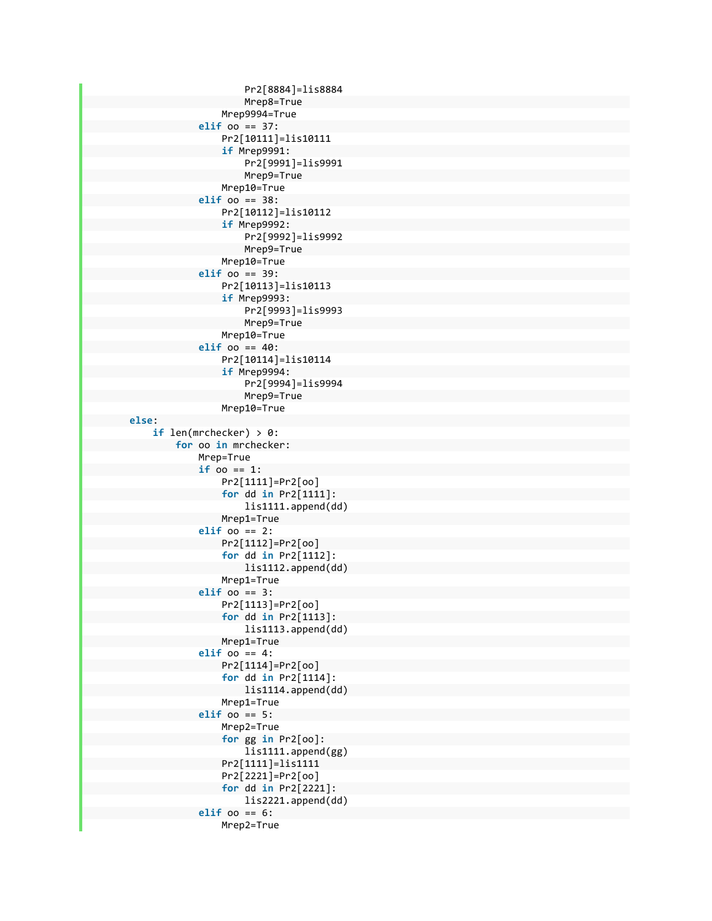```
                            Pr2[8884]=lis8884
                            Mrep8=True
                        Mrep9994=True
                    elif oo == 37:
                        Pr2[10111]=lis10111
                        if Mrep9991:
                            Pr2[9991]=lis9991
                            Mrep9=True
                        Mrep10=True
                    elif oo == 38:
                        Pr2[10112]=lis10112
                        if Mrep9992:
                            Pr2[9992]=lis9992
                            Mrep9=True
                        Mrep10=True
                    elif oo == 39:
                        Pr2[10113]=lis10113
                        if Mrep9993:
                            Pr2[9993]=lis9993
                            Mrep9=True
                        Mrep10=True
                    elif oo == 40:
                        Pr2[10114]=lis10114
                        if Mrep9994:
                            Pr2[9994]=lis9994
                            Mrep9=True
                        Mrep10=True
        else:
            if len(mrchecker) > 0:
                for oo in mrchecker:
                    Mrep=True
                    if oo == 1:
                        Pr2[1111]=Pr2[oo]
                        for dd in Pr2[1111]:
                            lis1111.append(dd)
                        Mrep1=True
                    elif oo == 2:
                        Pr2[1112]=Pr2[oo]
                        for dd in Pr2[1112]:
                            lis1112.append(dd)
                        Mrep1=True
                    elif oo == 3:
                        Pr2[1113]=Pr2[oo]
                        for dd in Pr2[1113]:
                            lis1113.append(dd)
                        Mrep1=True
                    elif oo == 4:
                        Pr2[1114]=Pr2[oo]
                        for dd in Pr2[1114]:
                            lis1114.append(dd)
                        Mrep1=True
                    elif oo == 5:
                        Mrep2=True
                        for gg in Pr2[oo]:
                            lis1111.append(gg)
                        Pr2[1111]=lis1111
                        Pr2[2221]=Pr2[oo]
                        for dd in Pr2[2221]:
                            lis2221.append(dd)
                    elif oo == 6:
                        Mrep2=True
```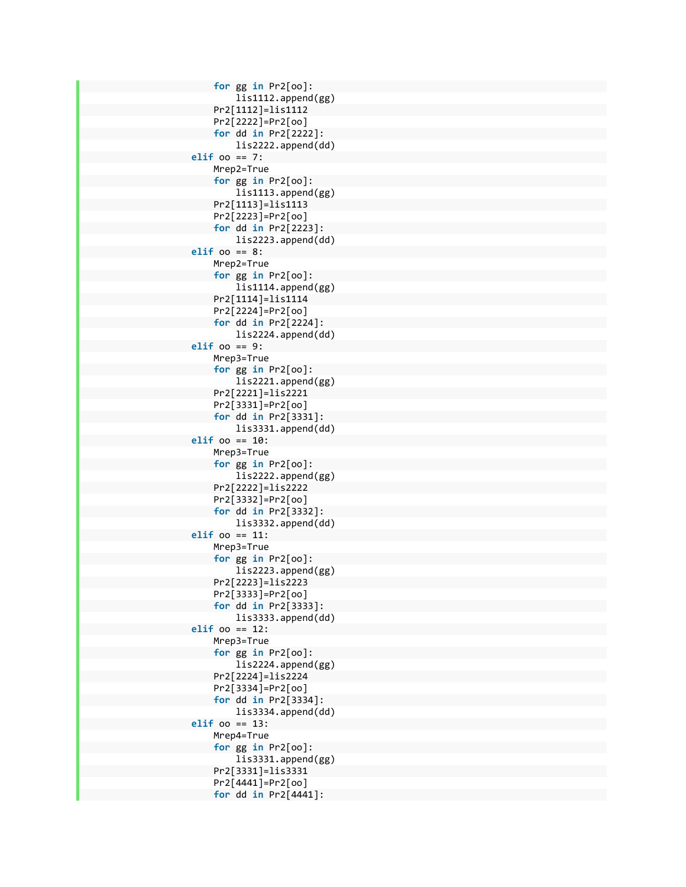```
                for gg in Pr2[oo]:
                    lis1112.append(gg)
                Pr2[1112]=lis1112
                Pr2[2222]=Pr2[oo]
                for dd in Pr2[2222]:
                    lis2222.append(dd)
            elif oo == 7:
                Mrep2=True
                for gg in Pr2[oo]:
                    lis1113.append(gg)
                Pr2[1113]=lis1113
                Pr2[2223]=Pr2[oo]
                for dd in Pr2[2223]:
                    lis2223.append(dd)
            elif oo == 8:
                Mrep2=True
                for gg in Pr2[oo]:
                    lis1114.append(gg)
                Pr2[1114]=lis1114
                Pr2[2224]=Pr2[oo]
                for dd in Pr2[2224]:
                    lis2224.append(dd)
            elif oo == 9:
                Mrep3=True
                for gg in Pr2[oo]:
                    lis2221.append(gg)
                Pr2[2221]=lis2221
                Pr2[3331]=Pr2[oo]
                for dd in Pr2[3331]:
                    lis3331.append(dd)
            elif oo == 10:
                Mrep3=True
                for gg in Pr2[oo]:
                    lis2222.append(gg)
                Pr2[2222]=lis2222
                Pr2[3332]=Pr2[oo]
                for dd in Pr2[3332]:
                    lis3332.append(dd)
            elif oo == 11:
                Mrep3=True
                for gg in Pr2[oo]:
                    lis2223.append(gg)
                Pr2[2223]=lis2223
                Pr2[3333]=Pr2[oo]
                for dd in Pr2[3333]:
                    lis3333.append(dd)
            elif oo == 12:
                Mrep3=True
                for gg in Pr2[oo]:
                    lis2224.append(gg)
                Pr2[2224]=lis2224
                Pr2[3334]=Pr2[oo]
                for dd in Pr2[3334]:
                    lis3334.append(dd)
            elif oo == 13:
                Mrep4=True
                for gg in Pr2[oo]:
                    lis3331.append(gg)
                Pr2[3331]=lis3331
                Pr2[4441]=Pr2[oo]
                for dd in Pr2[4441]:
```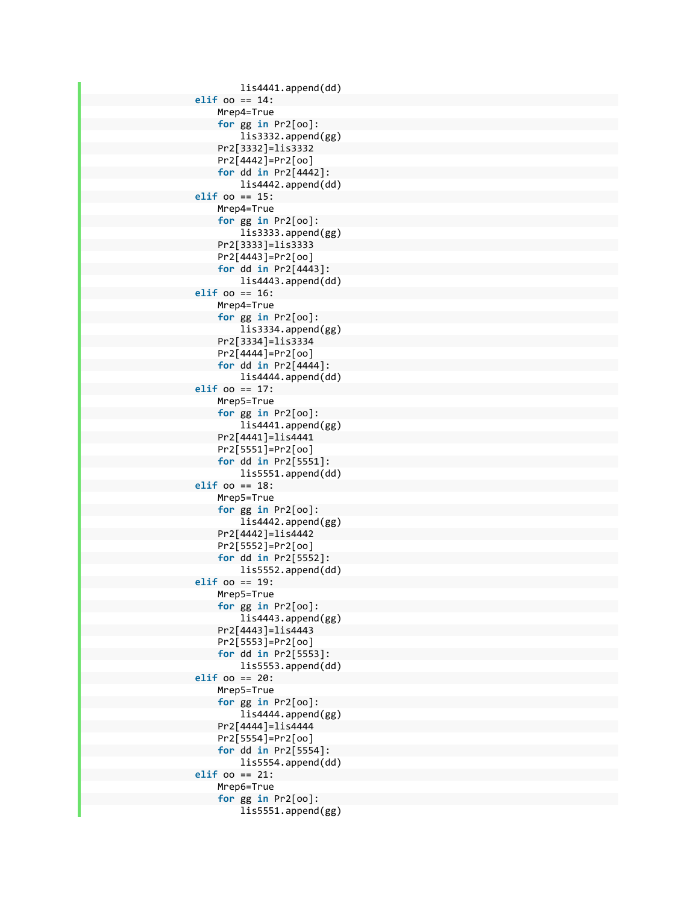```python
                    lis4441.append(dd)
            elif oo == 14:
                Mrep4=True
                for gg in Pr2[oo]:
                    lis3332.append(gg)
                Pr2[3332]=lis3332
                Pr2[4442]=Pr2[oo]
                for dd in Pr2[4442]:
                    lis4442.append(dd)
            elif oo == 15:
                Mrep4=True
                for gg in Pr2[oo]:
                    lis3333.append(gg)
                Pr2[3333]=lis3333
                Pr2[4443]=Pr2[oo]
                for dd in Pr2[4443]:
                    lis4443.append(dd)
            elif oo == 16:
                Mrep4=True
                for gg in Pr2[oo]:
                    lis3334.append(gg)
                Pr2[3334]=lis3334
                Pr2[4444]=Pr2[oo]
                for dd in Pr2[4444]:
                    lis4444.append(dd)
            elif oo == 17:
                Mrep5=True
                for gg in Pr2[oo]:
                    lis4441.append(gg)
                Pr2[4441]=lis4441
                Pr2[5551]=Pr2[oo]
                for dd in Pr2[5551]:
                    lis5551.append(dd)
            elif oo == 18:
                Mrep5=True
                for gg in Pr2[oo]:
                    lis4442.append(gg)
                Pr2[4442]=lis4442
                Pr2[5552]=Pr2[oo]
                for dd in Pr2[5552]:
                    lis5552.append(dd)
            elif oo == 19:
                Mrep5=True
                for gg in Pr2[oo]:
                    lis4443.append(gg)
                Pr2[4443]=lis4443
                Pr2[5553]=Pr2[oo]
                for dd in Pr2[5553]:
                    lis5553.append(dd)
            elif oo == 20:
                Mrep5=True
                for gg in Pr2[oo]:
                    lis4444.append(gg)
                Pr2[4444]=lis4444
                Pr2[5554]=Pr2[oo]
                for dd in Pr2[5554]:
                    lis5554.append(dd)
            elif oo == 21:
                Mrep6=True
                for gg in Pr2[oo]:
                    lis5551.append(gg)
```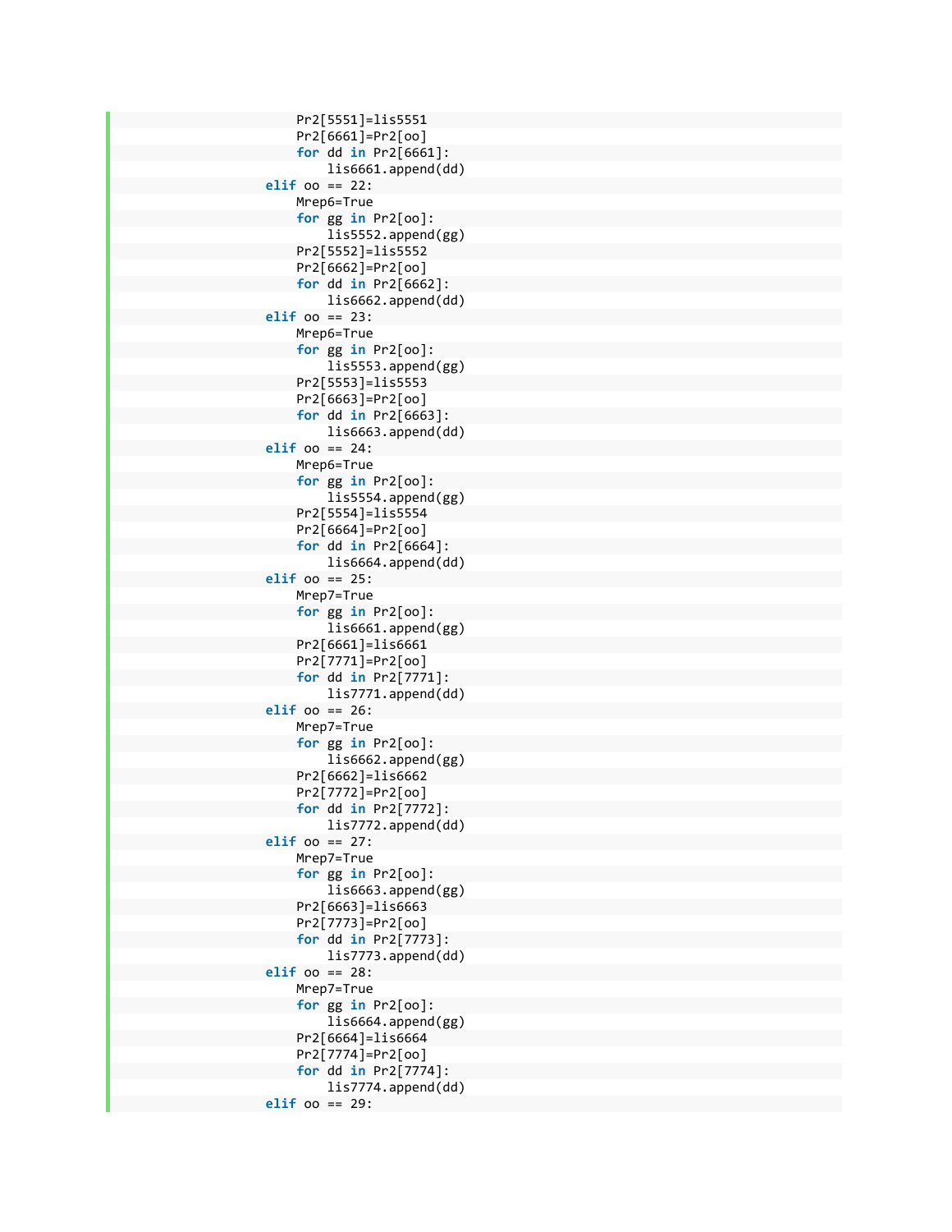```
                Pr2[5551]=lis5551
                Pr2[6661]=Pr2[oo]
                for dd in Pr2[6661]:
                    lis6661.append(dd)
            elif oo == 22:
                Mrep6=True
                for gg in Pr2[oo]:
                    lis5552.append(gg)
                Pr2[5552]=lis5552
                Pr2[6662]=Pr2[oo]
                for dd in Pr2[6662]:
                    lis6662.append(dd)
            elif oo == 23:
                Mrep6=True
                for gg in Pr2[oo]:
                    lis5553.append(gg)
                Pr2[5553]=lis5553
                Pr2[6663]=Pr2[oo]
                for dd in Pr2[6663]:
                    lis6663.append(dd)
            elif oo == 24:
                Mrep6=True
                for gg in Pr2[oo]:
                    lis5554.append(gg)
                Pr2[5554]=lis5554
                Pr2[6664]=Pr2[oo]
                for dd in Pr2[6664]:
                    lis6664.append(dd)
            elif oo == 25:
                Mrep7=True
                for gg in Pr2[oo]:
                    lis6661.append(gg)
                Pr2[6661]=lis6661
                Pr2[7771]=Pr2[oo]
                for dd in Pr2[7771]:
                    lis7771.append(dd)
            elif oo == 26:
                Mrep7=True
                for gg in Pr2[oo]:
                    lis6662.append(gg)
                Pr2[6662]=lis6662
                Pr2[7772]=Pr2[oo]
                for dd in Pr2[7772]:
                    lis7772.append(dd)
            elif oo == 27:
                Mrep7=True
                for gg in Pr2[oo]:
                    lis6663.append(gg)
                Pr2[6663]=lis6663
                Pr2[7773]=Pr2[oo]
                for dd in Pr2[7773]:
                    lis7773.append(dd)
            elif oo == 28:
                Mrep7=True
                for gg in Pr2[oo]:
                    lis6664.append(gg)
                Pr2[6664]=lis6664
                Pr2[7774]=Pr2[oo]
                for dd in Pr2[7774]:
                    lis7774.append(dd)
            elif oo == 29:
```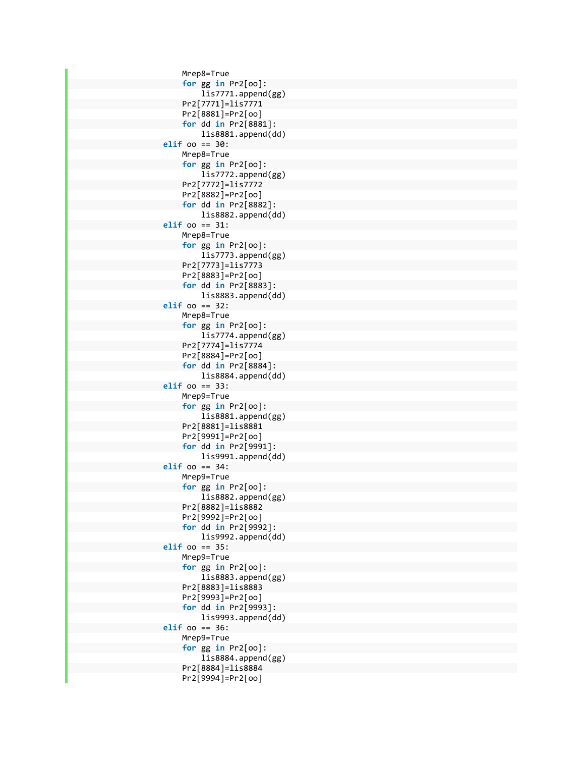```
                Mrep8=True
                for gg in Pr2[oo]:
                    lis7771.append(gg)
                Pr2[7771]=lis7771
                Pr2[8881]=Pr2[oo]
                for dd in Pr2[8881]:
                    lis8881.append(dd)
            elif oo == 30:
                Mrep8=True
                for gg in Pr2[oo]:
                    lis7772.append(gg)
                Pr2[7772]=lis7772
                Pr2[8882]=Pr2[oo]
                for dd in Pr2[8882]:
                    lis8882.append(dd)
            elif oo == 31:
                Mrep8=True
                for gg in Pr2[oo]:
                    lis7773.append(gg)
                Pr2[7773]=lis7773
                Pr2[8883]=Pr2[oo]
                for dd in Pr2[8883]:
                    lis8883.append(dd)
            elif oo == 32:
                Mrep8=True
                for gg in Pr2[oo]:
                    lis7774.append(gg)
                Pr2[7774]=lis7774
                Pr2[8884]=Pr2[oo]
                for dd in Pr2[8884]:
                    lis8884.append(dd)
            elif oo == 33:
                Mrep9=True
                for gg in Pr2[oo]:
                    lis8881.append(gg)
                Pr2[8881]=lis8881
                Pr2[9991]=Pr2[oo]
                for dd in Pr2[9991]:
                    lis9991.append(dd)
            elif oo == 34:
                Mrep9=True
                for gg in Pr2[oo]:
                    lis8882.append(gg)
                Pr2[8882]=lis8882
                Pr2[9992]=Pr2[oo]
                for dd in Pr2[9992]:
                    lis9992.append(dd)
            elif oo == 35:
                Mrep9=True
                for gg in Pr2[oo]:
                    lis8883.append(gg)
                Pr2[8883]=lis8883
                Pr2[9993]=Pr2[oo]
                for dd in Pr2[9993]:
                    lis9993.append(dd)
            elif oo == 36:
                Mrep9=True
                for gg in Pr2[oo]:
                    lis8884.append(gg)
                Pr2[8884]=lis8884
                Pr2[9994]=Pr2[oo]
```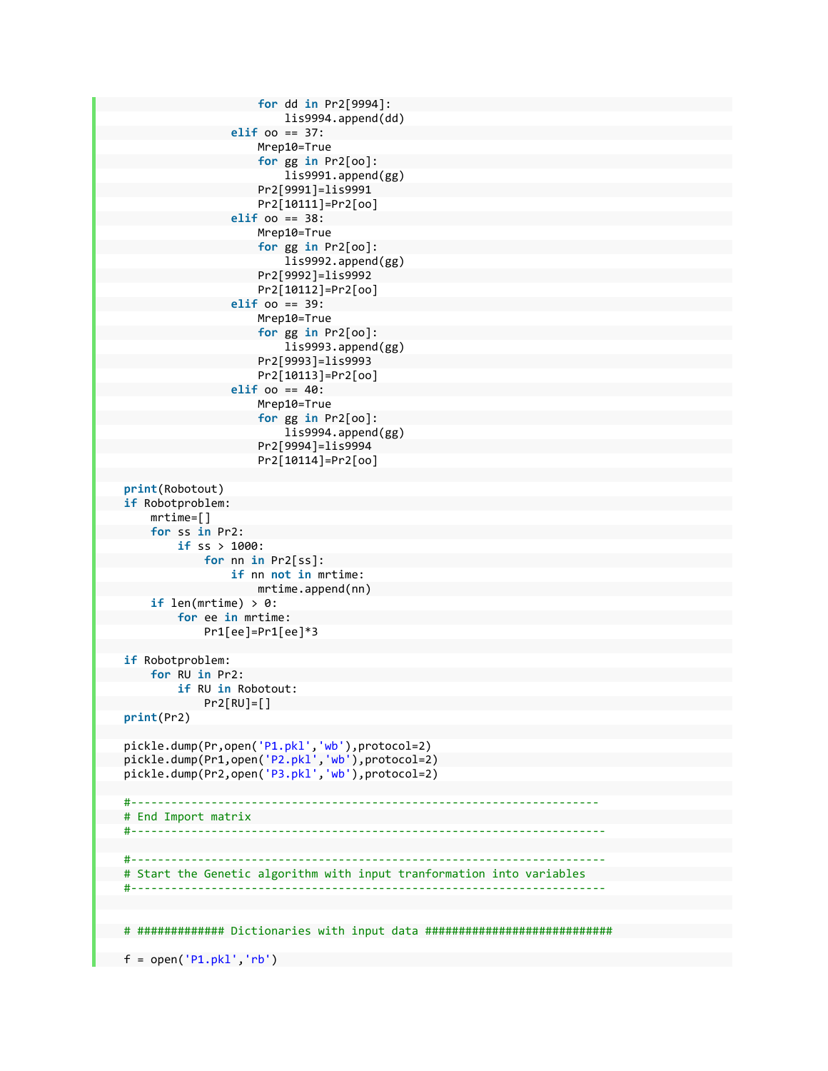```
                        for dd in Pr2[9994]:
                            lis9994.append(dd)
                    elif oo == 37:
                        Mrep10=True
                        for gg in Pr2[oo]:
                            lis9991.append(gg)
                        Pr2[9991]=lis9991
                        Pr2[10111]=Pr2[oo]
                    elif oo == 38:
                        Mrep10=True
                        for gg in Pr2[oo]:
                            lis9992.append(gg)
                        Pr2[9992]=lis9992
                        Pr2[10112]=Pr2[oo]
                    elif oo == 39:
                        Mrep10=True
                        for gg in Pr2[oo]:
                            lis9993.append(gg)
                        Pr2[9993]=lis9993
                        Pr2[10113]=Pr2[oo]
                    elif oo == 40:
                        Mrep10=True
                        for gg in Pr2[oo]:
                            lis9994.append(gg)
                        Pr2[9994]=lis9994
                        Pr2[10114]=Pr2[oo]

    print(Robotout)
    if Robotproblem:
        mrtime=[]
        for ss in Pr2:
            if ss > 1000:
                for nn in Pr2[ss]:
                    if nn not in mrtime:
                        mrtime.append(nn)
        if len(mrtime) > 0:
            for ee in mrtime:
                Pr1[ee]=Pr1[ee]*3

    if Robotproblem:
        for RU in Pr2:
            if RU in Robotout:
                Pr2[RU]=[]
    print(Pr2)

    pickle.dump(Pr,open('P1.pkl','wb'),protocol=2)
    pickle.dump(Pr1,open('P2.pkl','wb'),protocol=2)
    pickle.dump(Pr2,open('P3.pkl','wb'),protocol=2)

    #-----------------------------------------------------------------------
    # End Import matrix
    #------------------------------------------------------------------------

    #------------------------------------------------------------------------
    # Start the Genetic algorithm with input tranformation into variables
    #------------------------------------------------------------------------


    # ############# Dictionaries with input data ############################

    f = open('P1.pkl','rb')
```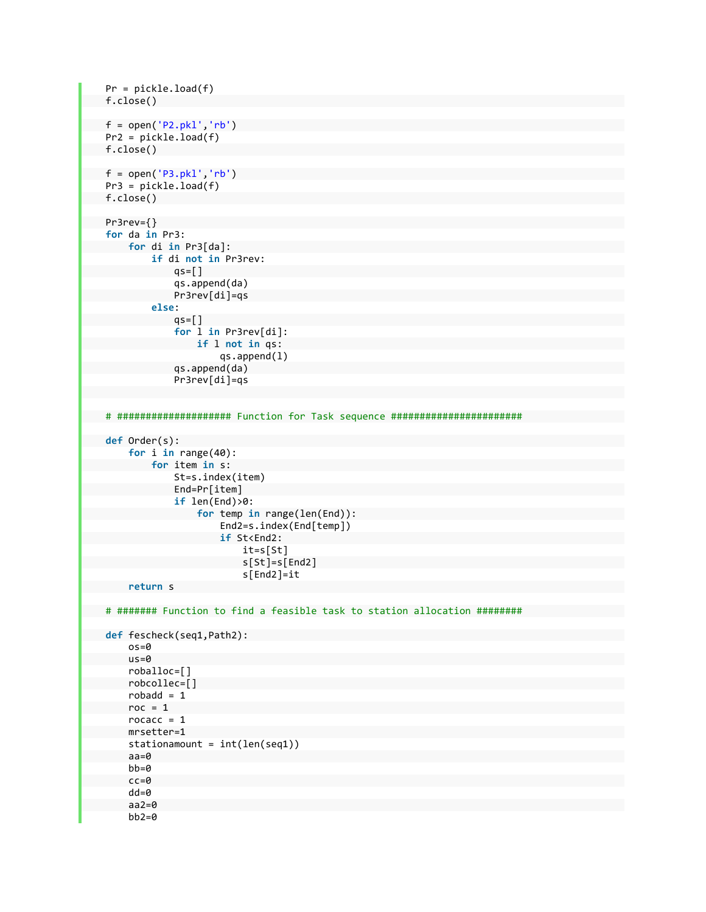```python
    Pr = pickle.load(f)
    f.close()

    f = open('P2.pkl','rb')
    Pr2 = pickle.load(f)
    f.close()

    f = open('P3.pkl','rb')
    Pr3 = pickle.load(f)
    f.close()

    Pr3rev={}
    for da in Pr3:
        for di in Pr3[da]:
            if di not in Pr3rev:
                qs=[]
                qs.append(da)
                Pr3rev[di]=qs
            else:
                qs=[]
                for l in Pr3rev[di]:
                    if l not in qs:
                        qs.append(l)
                qs.append(da)
                Pr3rev[di]=qs


    # #################### Function for Task sequence #######################

    def Order(s):
        for i in range(40):
            for item in s:
                St=s.index(item)
                End=Pr[item]
                if len(End)>0:
                    for temp in range(len(End)):
                        End2=s.index(End[temp])
                        if St<End2:
                            it=s[St]
                            s[St]=s[End2]
                            s[End2]=it
        return s

    # ####### Function to find a feasible task to station allocation ########

    def fescheck(seq1,Path2):
        os=0
        us=0
        roballoc=[]
        robcollec=[]
        robadd = 1
        roc = 1
        rocacc = 1
        mrsetter=1
        stationamount = int(len(seq1))
        aa=0
        bb=0
        cc=0
        dd=0
        aa2=0
        bb2=0
```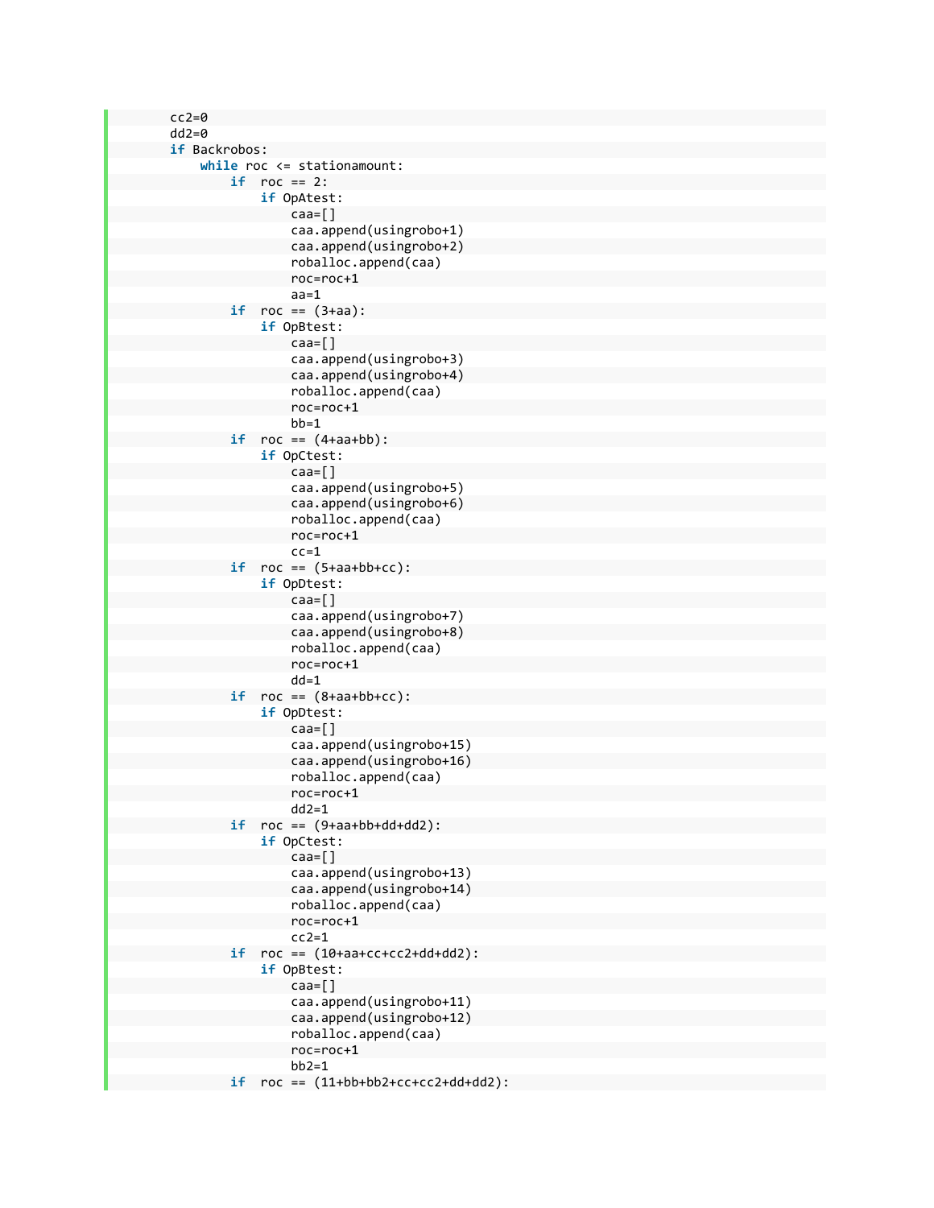```
        cc2=0
        dd2=0
        if Backrobos:
            while roc <= stationamount:
                if  roc == 2:
                    if OpAtest:
                        caa=[]
                        caa.append(usingrobo+1)
                        caa.append(usingrobo+2)
                        roballoc.append(caa)
                        roc=roc+1
                        aa=1
                if  roc == (3+aa):
                    if OpBtest:
                        caa=[]
                        caa.append(usingrobo+3)
                        caa.append(usingrobo+4)
                        roballoc.append(caa)
                        roc=roc+1
                        bb=1
                if  roc == (4+aa+bb):
                    if OpCtest:
                        caa=[]
                        caa.append(usingrobo+5)
                        caa.append(usingrobo+6)
                        roballoc.append(caa)
                        roc=roc+1
                        cc=1
                if  roc == (5+aa+bb+cc):
                    if OpDtest:
                        caa=[]
                        caa.append(usingrobo+7)
                        caa.append(usingrobo+8)
                        roballoc.append(caa)
                        roc=roc+1
                        dd=1
                if  roc == (8+aa+bb+cc):
                    if OpDtest:
                        caa=[]
                        caa.append(usingrobo+15)
                        caa.append(usingrobo+16)
                        roballoc.append(caa)
                        roc=roc+1
                        dd2=1
                if  roc == (9+aa+bb+dd+dd2):
                    if OpCtest:
                        caa=[]
                        caa.append(usingrobo+13)
                        caa.append(usingrobo+14)
                        roballoc.append(caa)
                        roc=roc+1
                        cc2=1
                if  roc == (10+aa+cc+cc2+dd+dd2):
                    if OpBtest:
                        caa=[]
                        caa.append(usingrobo+11)
                        caa.append(usingrobo+12)
                        roballoc.append(caa)
                        roc=roc+1
                        bb2=1
                if  roc == (11+bb+bb2+cc+cc2+dd+dd2):
```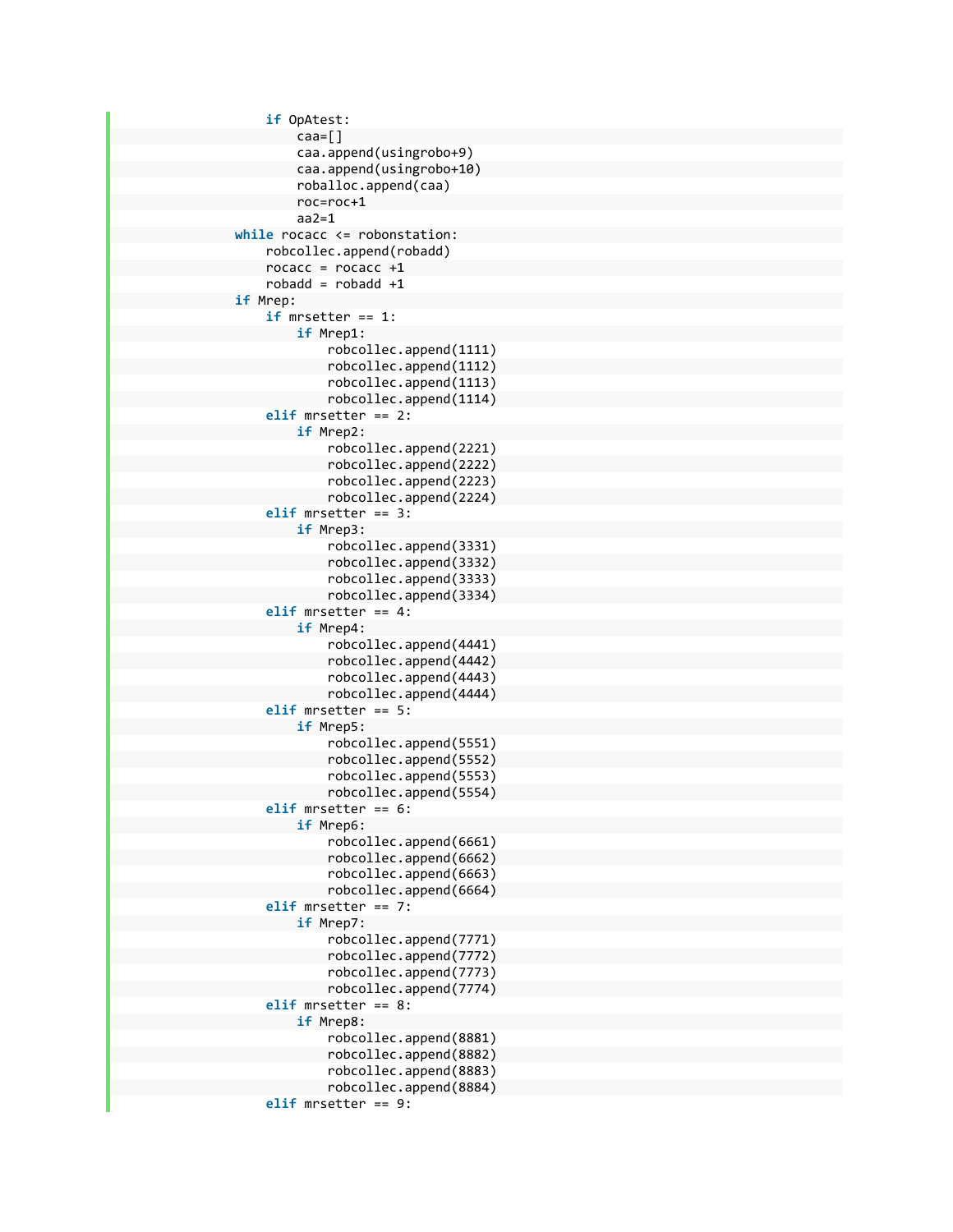```
                if OpAtest:
                    caa=[]
                    caa.append(usingrobo+9)
                    caa.append(usingrobo+10)
                    roballoc.append(caa)
                    roc=roc+1
                    aa2=1
            while rocacc <= robonstation:
                robcollec.append(robadd)
                rocacc = rocacc +1
                robadd = robadd +1
            if Mrep:
                if mrsetter == 1:
                    if Mrep1:
                        robcollec.append(1111)
                        robcollec.append(1112)
                        robcollec.append(1113)
                        robcollec.append(1114)
                elif mrsetter == 2:
                    if Mrep2:
                        robcollec.append(2221)
                        robcollec.append(2222)
                        robcollec.append(2223)
                        robcollec.append(2224)
                elif mrsetter == 3:
                    if Mrep3:
                        robcollec.append(3331)
                        robcollec.append(3332)
                        robcollec.append(3333)
                        robcollec.append(3334)
                elif mrsetter == 4:
                    if Mrep4:
                        robcollec.append(4441)
                        robcollec.append(4442)
                        robcollec.append(4443)
                        robcollec.append(4444)
                elif mrsetter == 5:
                    if Mrep5:
                        robcollec.append(5551)
                        robcollec.append(5552)
                        robcollec.append(5553)
                        robcollec.append(5554)
                elif mrsetter == 6:
                    if Mrep6:
                        robcollec.append(6661)
                        robcollec.append(6662)
                        robcollec.append(6663)
                        robcollec.append(6664)
                elif mrsetter == 7:
                    if Mrep7:
                        robcollec.append(7771)
                        robcollec.append(7772)
                        robcollec.append(7773)
                        robcollec.append(7774)
                elif mrsetter == 8:
                    if Mrep8:
                        robcollec.append(8881)
                        robcollec.append(8882)
                        robcollec.append(8883)
                        robcollec.append(8884)
                elif mrsetter == 9:
```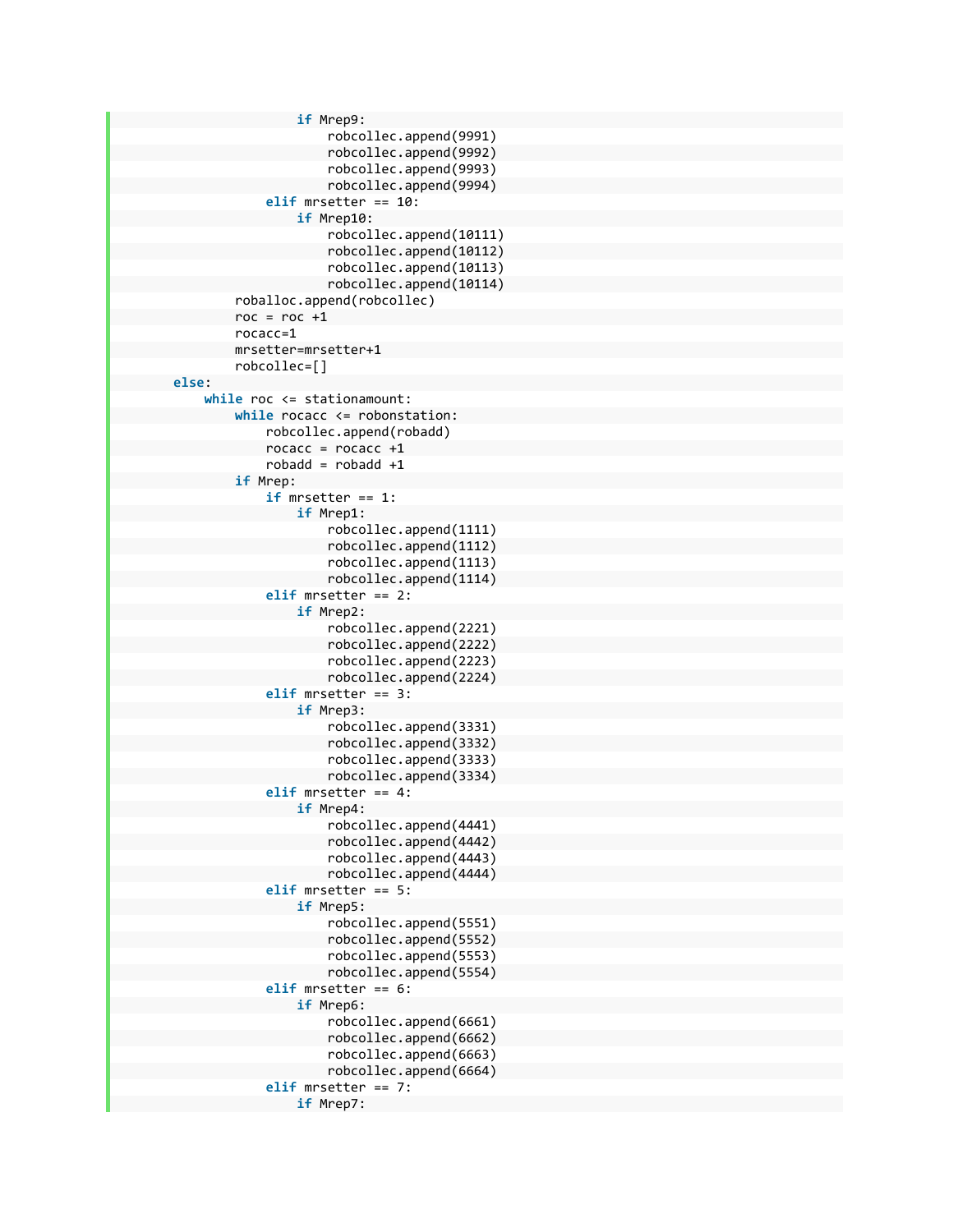```
                        if Mrep9:
                            robcollec.append(9991)
                            robcollec.append(9992)
                            robcollec.append(9993)
                            robcollec.append(9994)
                    elif mrsetter == 10:
                        if Mrep10:
                            robcollec.append(10111)
                            robcollec.append(10112)
                            robcollec.append(10113)
                            robcollec.append(10114)
                roballoc.append(robcollec)
                roc = roc +1
                rocacc=1
                mrsetter=mrsetter+1
                robcollec=[]
        else:
            while roc <= stationamount:
                while rocacc <= robonstation:
                    robcollec.append(robadd)
                    rocacc = rocacc +1
                    robadd = robadd +1
                if Mrep:
                    if mrsetter == 1:
                        if Mrep1:
                            robcollec.append(1111)
                            robcollec.append(1112)
                            robcollec.append(1113)
                            robcollec.append(1114)
                    elif mrsetter == 2:
                        if Mrep2:
                            robcollec.append(2221)
                            robcollec.append(2222)
                            robcollec.append(2223)
                            robcollec.append(2224)
                    elif mrsetter == 3:
                        if Mrep3:
                            robcollec.append(3331)
                            robcollec.append(3332)
                            robcollec.append(3333)
                            robcollec.append(3334)
                    elif mrsetter == 4:
                        if Mrep4:
                            robcollec.append(4441)
                            robcollec.append(4442)
                            robcollec.append(4443)
                            robcollec.append(4444)
                    elif mrsetter == 5:
                        if Mrep5:
                            robcollec.append(5551)
                            robcollec.append(5552)
                            robcollec.append(5553)
                            robcollec.append(5554)
                    elif mrsetter == 6:
                        if Mrep6:
                            robcollec.append(6661)
                            robcollec.append(6662)
                            robcollec.append(6663)
                            robcollec.append(6664)
                    elif mrsetter == 7:
                        if Mrep7:
```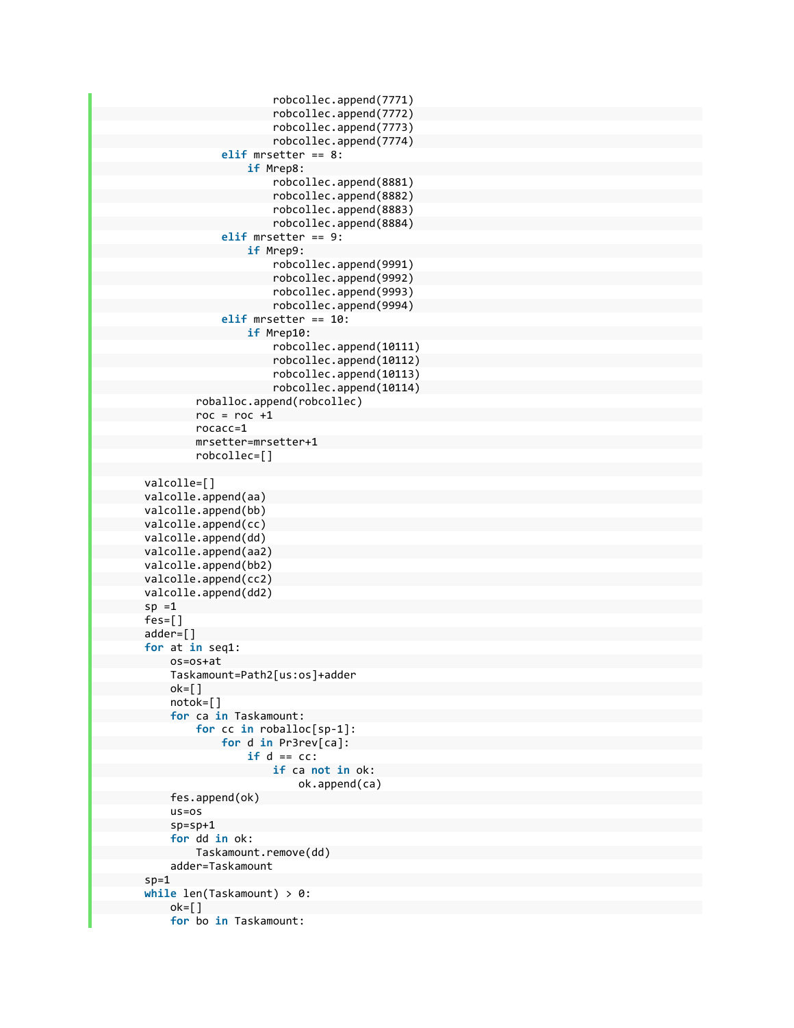```
                            robcollec.append(7771)
                            robcollec.append(7772)
                            robcollec.append(7773)
                            robcollec.append(7774)
                    elif mrsetter == 8:
                        if Mrep8:
                            robcollec.append(8881)
                            robcollec.append(8882)
                            robcollec.append(8883)
                            robcollec.append(8884)
                    elif mrsetter == 9:
                        if Mrep9:
                            robcollec.append(9991)
                            robcollec.append(9992)
                            robcollec.append(9993)
                            robcollec.append(9994)
                    elif mrsetter == 10:
                        if Mrep10:
                            robcollec.append(10111)
                            robcollec.append(10112)
                            robcollec.append(10113)
                            robcollec.append(10114)
                roballoc.append(robcollec)
                roc = roc +1
                rocacc=1
                mrsetter=mrsetter+1
                robcollec=[]

        valcolle=[]
        valcolle.append(aa)
        valcolle.append(bb)
        valcolle.append(cc)
        valcolle.append(dd)
        valcolle.append(aa2)
        valcolle.append(bb2)
        valcolle.append(cc2)
        valcolle.append(dd2)
        sp =1
        fes=[]
        adder=[]
        for at in seq1:
            os=os+at
            Taskamount=Path2[us:os]+adder
            ok=[]
            notok=[]
            for ca in Taskamount:
                for cc in roballoc[sp-1]:
                    for d in Pr3rev[ca]:
                        if d == cc:
                            if ca not in ok:
                                ok.append(ca)
            fes.append(ok)
            us=os
            sp=sp+1
            for dd in ok:
                Taskamount.remove(dd)
            adder=Taskamount
        sp=1
        while len(Taskamount) > 0:
            ok=[]
            for bo in Taskamount:
```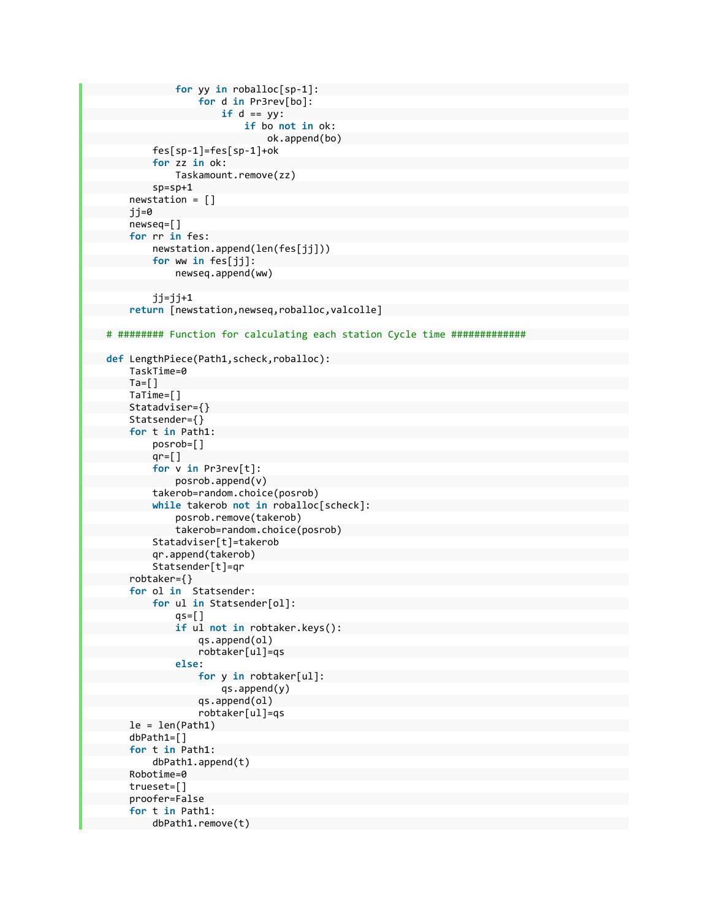```python
                for yy in roballoc[sp-1]:
                    for d in Pr3rev[bo]:
                        if d == yy:
                            if bo not in ok:
                                ok.append(bo)
            fes[sp-1]=fes[sp-1]+ok
            for zz in ok:
                Taskamount.remove(zz)
            sp=sp+1
        newstation = []
        jj=0
        newseq=[]
        for rr in fes:
            newstation.append(len(fes[jj]))
            for ww in fes[jj]:
                newseq.append(ww)

            jj=jj+1
        return [newstation,newseq,roballoc,valcolle]

    # ######## Function for calculating each station Cycle time #############

    def LengthPiece(Path1,scheck,roballoc):
        TaskTime=0
        Ta=[]
        TaTime=[]
        Statadviser={}
        Statsender={}
        for t in Path1:
            posrob=[]
            qr=[]
            for v in Pr3rev[t]:
                posrob.append(v)
            takerob=random.choice(posrob)
            while takerob not in roballoc[scheck]:
                posrob.remove(takerob)
                takerob=random.choice(posrob)
            Statadviser[t]=takerob
            qr.append(takerob)
            Statsender[t]=qr
        robtaker={}
        for ol in  Statsender:
            for ul in Statsender[ol]:
                qs=[]
                if ul not in robtaker.keys():
                    qs.append(ol)
                    robtaker[ul]=qs
                else:
                    for y in robtaker[ul]:
                        qs.append(y)
                    qs.append(ol)
                    robtaker[ul]=qs
        le = len(Path1)
        dbPath1=[]
        for t in Path1:
            dbPath1.append(t)
        Robotime=0
        trueset=[]
        proofer=False
        for t in Path1:
            dbPath1.remove(t)
```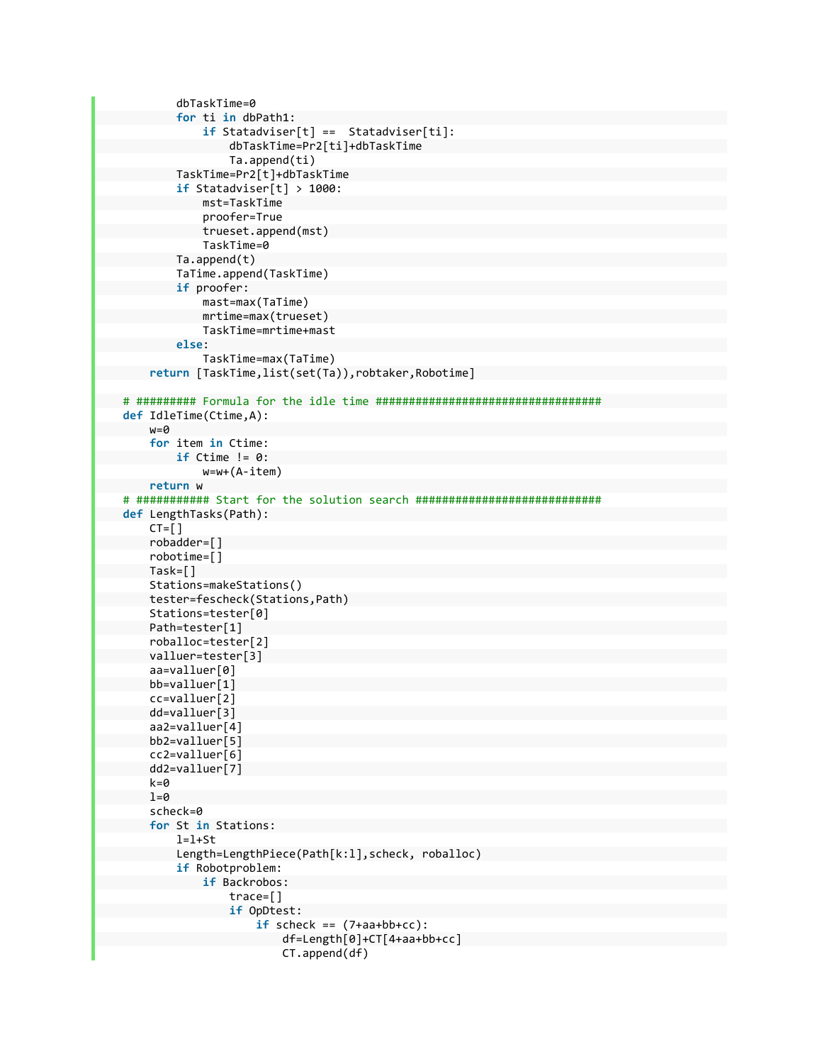```
        dbTaskTime=0
        for ti in dbPath1:
            if Statadviser[t] ==  Statadviser[ti]:
                dbTaskTime=Pr2[ti]+dbTaskTime
                Ta.append(ti)
        TaskTime=Pr2[t]+dbTaskTime
        if Statadviser[t] > 1000:
            mst=TaskTime
            proofer=True
            trueset.append(mst)
            TaskTime=0
        Ta.append(t)
        TaTime.append(TaskTime)
        if proofer:
            mast=max(TaTime)
            mrtime=max(trueset)
            TaskTime=mrtime+mast
        else:
            TaskTime=max(TaTime)
    return [TaskTime,list(set(Ta)),robtaker,Robotime]

# ######### Formula for the idle time ##################################
def IdleTime(Ctime,A):
    w=0
    for item in Ctime:
        if Ctime != 0:
            w=w+(A-item)
    return w
# ########### Start for the solution search ############################
def LengthTasks(Path):
    CT=[]
    robadder=[]
    robotime=[]
    Task=[]
    Stations=makeStations()
    tester=fescheck(Stations,Path)
    Stations=tester[0]
    Path=tester[1]
    roballoc=tester[2]
    valluer=tester[3]
    aa=valluer[0]
    bb=valluer[1]
    cc=valluer[2]
    dd=valluer[3]
    aa2=valluer[4]
    bb2=valluer[5]
    cc2=valluer[6]
    dd2=valluer[7]
    k=0
    l=0
    scheck=0
    for St in Stations:
        l=l+St
        Length=LengthPiece(Path[k:l],scheck, roballoc)
        if Robotproblem:
            if Backrobos:
                trace=[]
                if OpDtest:
                    if scheck == (7+aa+bb+cc):
                        df=Length[0]+CT[4+aa+bb+cc]
                        CT.append(df)
```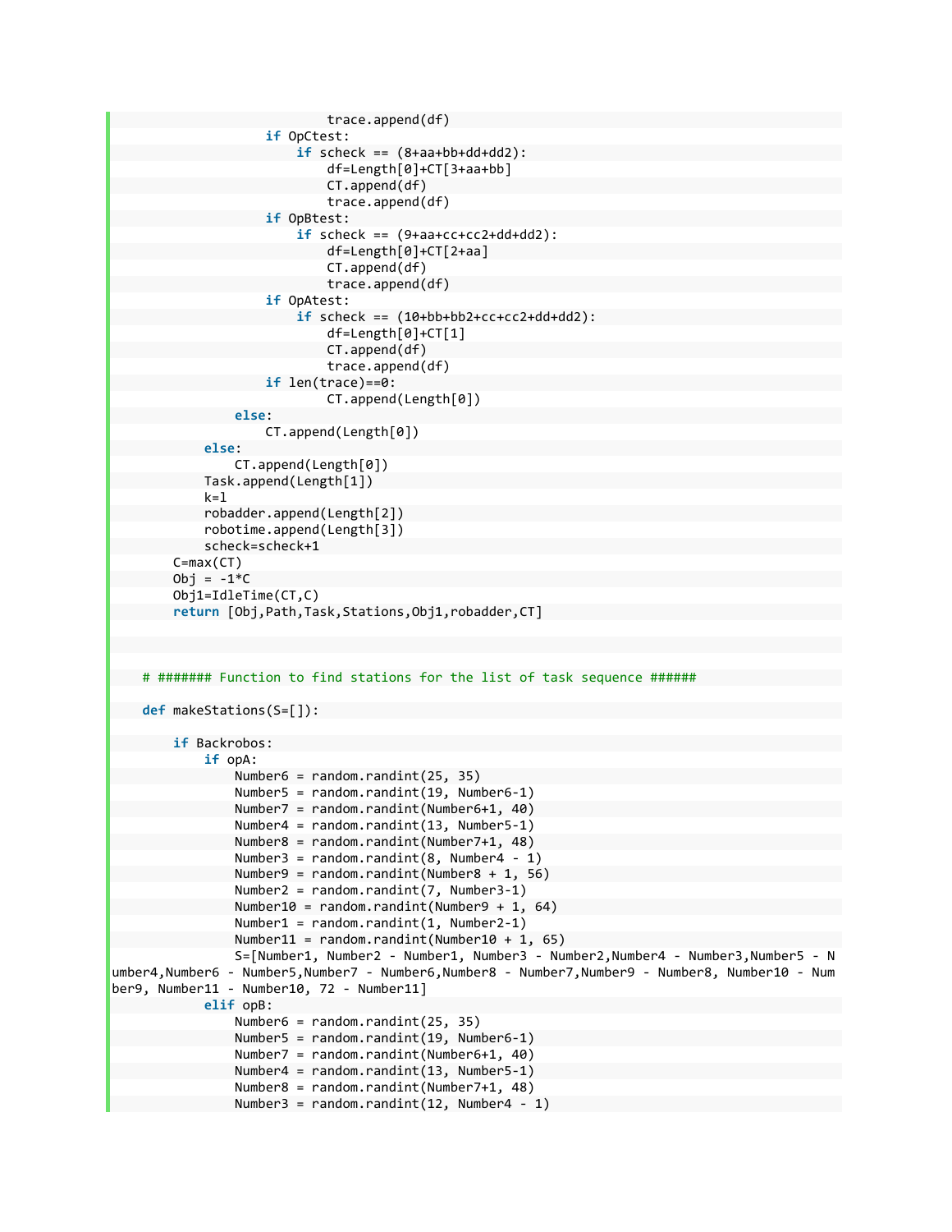```
                            trace.append(df)
                    if OpCtest:
                        if scheck == (8+aa+bb+dd+dd2):
                            df=Length[0]+CT[3+aa+bb]
                            CT.append(df)
                            trace.append(df)
                    if OpBtest:
                        if scheck == (9+aa+cc+cc2+dd+dd2):
                            df=Length[0]+CT[2+aa]
                            CT.append(df)
                            trace.append(df)
                    if OpAtest:
                        if scheck == (10+bb+bb2+cc+cc2+dd+dd2):
                            df=Length[0]+CT[1]
                            CT.append(df)
                            trace.append(df)
                    if len(trace)==0:
                            CT.append(Length[0])
                else:
                    CT.append(Length[0])
            else:
                CT.append(Length[0])
            Task.append(Length[1])
            k=1
            robadder.append(Length[2])
            robotime.append(Length[3])
            scheck=scheck+1
        C=max(CT)
        Obj = -1*C
        Obj1=IdleTime(CT,C)
        return [Obj,Path,Task,Stations,Obj1,robadder,CT]



    # ####### Function to find stations for the list of task sequence ######

    def makeStations(S=[]):

        if Backrobos:
            if opA:
                Number6 = random.randint(25, 35)
                Number5 = random.randint(19, Number6-1)
                Number7 = random.randint(Number6+1, 40)
                Number4 = random.randint(13, Number5-1)
                Number8 = random.randint(Number7+1, 48)
                Number3 = random.randint(8, Number4 - 1)
                Number9 = random.randint(Number8 + 1, 56)
                Number2 = random.randint(7, Number3-1)
                Number10 = random.randint(Number9 + 1, 64)
                Number1 = random.randint(1, Number2-1)
                Number11 = random.randint(Number10 + 1, 65)
                S=[Number1, Number2 - Number1, Number3 - Number2,Number4 - Number3,Number5 - Number4,Number6 - Number5,Number7 - Number6,Number8 - Number7,Number9 - Number8, Number10 - Number9, Number11 - Number10, 72 - Number11]
            elif opB:
                Number6 = random.randint(25, 35)
                Number5 = random.randint(19, Number6-1)
                Number7 = random.randint(Number6+1, 40)
                Number4 = random.randint(13, Number5-1)
                Number8 = random.randint(Number7+1, 48)
                Number3 = random.randint(12, Number4 - 1)
```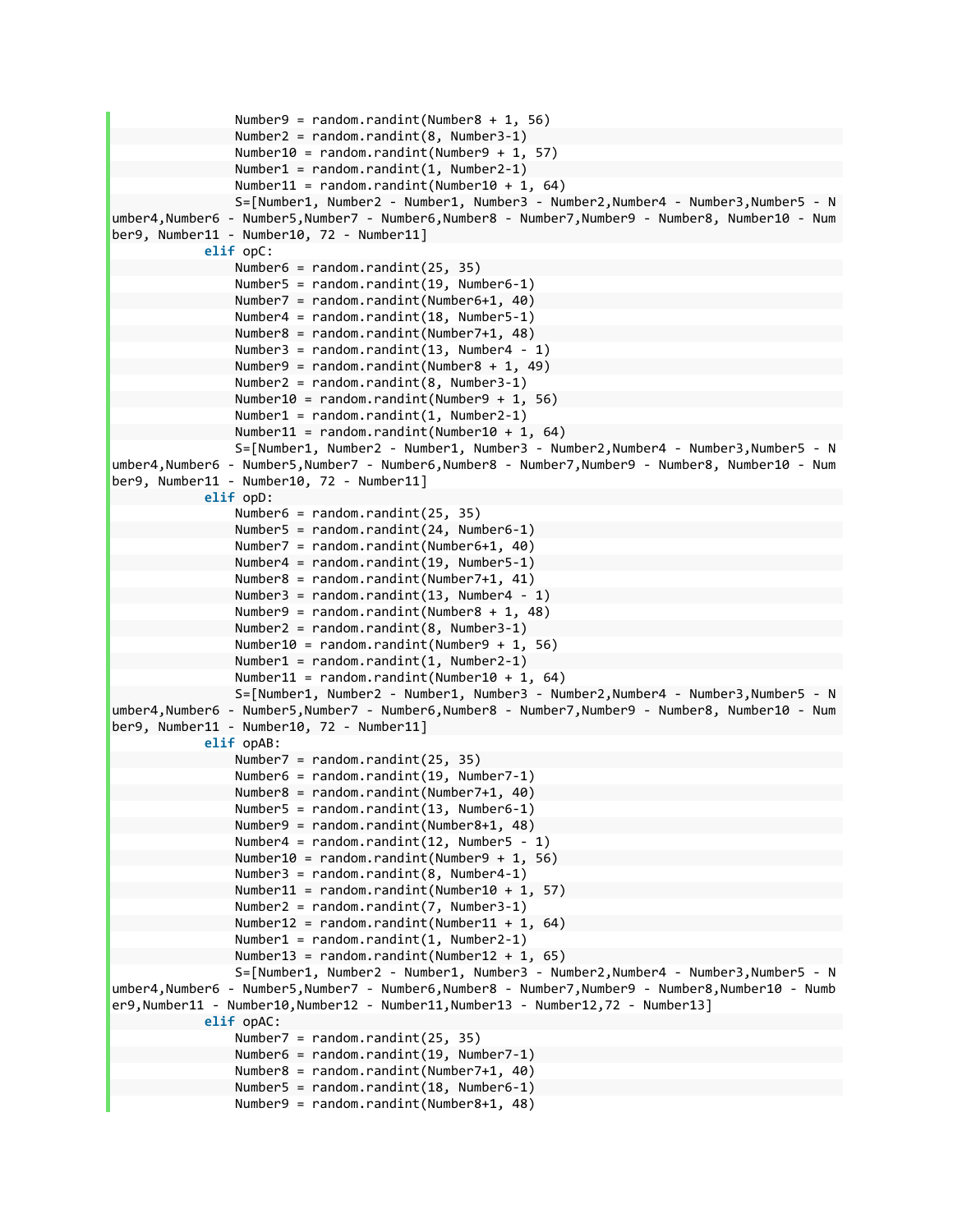```
                Number9 = random.randint(Number8 + 1, 56)
                Number2 = random.randint(8, Number3-1)
                Number10 = random.randint(Number9 + 1, 57)
                Number1 = random.randint(1, Number2-1)
                Number11 = random.randint(Number10 + 1, 64)
                S=[Number1, Number2 - Number1, Number3 - Number2,Number4 - Number3,Number5 - Number4,Number6 - Number5,Number7 - Number6,Number8 - Number7,Number9 - Number8, Number10 - Number9, Number11 - Number10, 72 - Number11]
            elif opC:
                Number6 = random.randint(25, 35)
                Number5 = random.randint(19, Number6-1)
                Number7 = random.randint(Number6+1, 40)
                Number4 = random.randint(18, Number5-1)
                Number8 = random.randint(Number7+1, 48)
                Number3 = random.randint(13, Number4 - 1)
                Number9 = random.randint(Number8 + 1, 49)
                Number2 = random.randint(8, Number3-1)
                Number10 = random.randint(Number9 + 1, 56)
                Number1 = random.randint(1, Number2-1)
                Number11 = random.randint(Number10 + 1, 64)
                S=[Number1, Number2 - Number1, Number3 - Number2,Number4 - Number3,Number5 - Number4,Number6 - Number5,Number7 - Number6,Number8 - Number7,Number9 - Number8, Number10 - Number9, Number11 - Number10, 72 - Number11]
            elif opD:
                Number6 = random.randint(25, 35)
                Number5 = random.randint(24, Number6-1)
                Number7 = random.randint(Number6+1, 40)
                Number4 = random.randint(19, Number5-1)
                Number8 = random.randint(Number7+1, 41)
                Number3 = random.randint(13, Number4 - 1)
                Number9 = random.randint(Number8 + 1, 48)
                Number2 = random.randint(8, Number3-1)
                Number10 = random.randint(Number9 + 1, 56)
                Number1 = random.randint(1, Number2-1)
                Number11 = random.randint(Number10 + 1, 64)
                S=[Number1, Number2 - Number1, Number3 - Number2,Number4 - Number3,Number5 - Number4,Number6 - Number5,Number7 - Number6,Number8 - Number7,Number9 - Number8, Number10 - Number9, Number11 - Number10, 72 - Number11]
            elif opAB:
                Number7 = random.randint(25, 35)
                Number6 = random.randint(19, Number7-1)
                Number8 = random.randint(Number7+1, 40)
                Number5 = random.randint(13, Number6-1)
                Number9 = random.randint(Number8+1, 48)
                Number4 = random.randint(12, Number5 - 1)
                Number10 = random.randint(Number9 + 1, 56)
                Number3 = random.randint(8, Number4-1)
                Number11 = random.randint(Number10 + 1, 57)
                Number2 = random.randint(7, Number3-1)
                Number12 = random.randint(Number11 + 1, 64)
                Number1 = random.randint(1, Number2-1)
                Number13 = random.randint(Number12 + 1, 65)
                S=[Number1, Number2 - Number1, Number3 - Number2,Number4 - Number3,Number5 - Number4,Number6 - Number5,Number7 - Number6,Number8 - Number7,Number9 - Number8,Number10 - Number9,Number11 - Number10,Number12 - Number11,Number13 - Number12,72 - Number13]
            elif opAC:
                Number7 = random.randint(25, 35)
                Number6 = random.randint(19, Number7-1)
                Number8 = random.randint(Number7+1, 40)
                Number5 = random.randint(18, Number6-1)
                Number9 = random.randint(Number8+1, 48)
```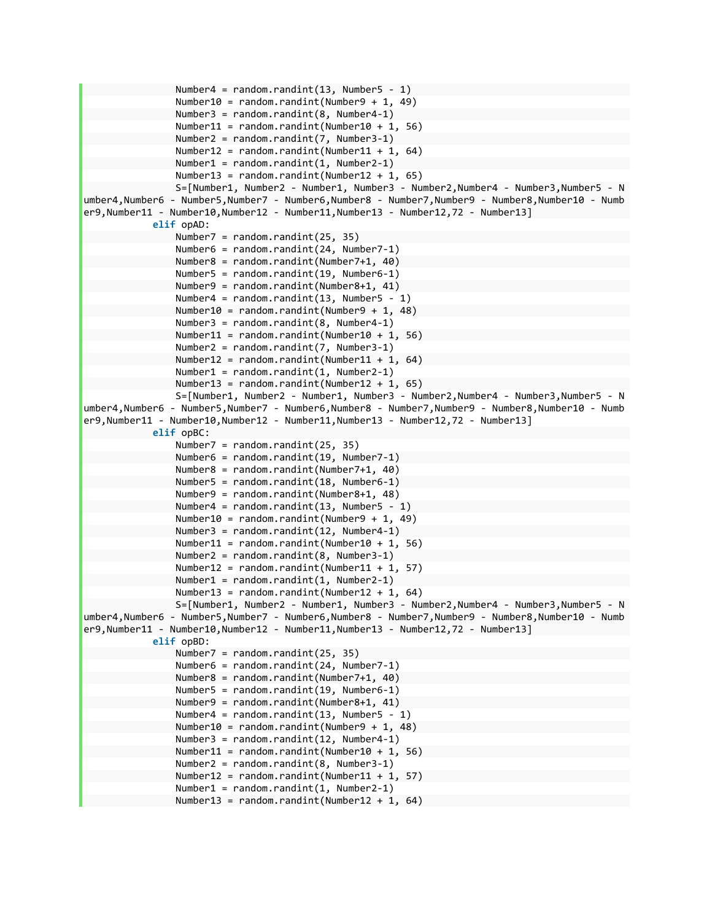```python
                Number4 = random.randint(13, Number5 - 1)
                Number10 = random.randint(Number9 + 1, 49)
                Number3 = random.randint(8, Number4-1)
                Number11 = random.randint(Number10 + 1, 56)
                Number2 = random.randint(7, Number3-1)
                Number12 = random.randint(Number11 + 1, 64)
                Number1 = random.randint(1, Number2-1)
                Number13 = random.randint(Number12 + 1, 65)
                S=[Number1, Number2 - Number1, Number3 - Number2,Number4 - Number3,Number5 - Number4,Number6 - Number5,Number7 - Number6,Number8 - Number7,Number9 - Number8,Number10 - Number9,Number11 - Number10,Number12 - Number11,Number13 - Number12,72 - Number13]
            elif opAD:
                Number7 = random.randint(25, 35)
                Number6 = random.randint(24, Number7-1)
                Number8 = random.randint(Number7+1, 40)
                Number5 = random.randint(19, Number6-1)
                Number9 = random.randint(Number8+1, 41)
                Number4 = random.randint(13, Number5 - 1)
                Number10 = random.randint(Number9 + 1, 48)
                Number3 = random.randint(8, Number4-1)
                Number11 = random.randint(Number10 + 1, 56)
                Number2 = random.randint(7, Number3-1)
                Number12 = random.randint(Number11 + 1, 64)
                Number1 = random.randint(1, Number2-1)
                Number13 = random.randint(Number12 + 1, 65)
                S=[Number1, Number2 - Number1, Number3 - Number2,Number4 - Number3,Number5 - Number4,Number6 - Number5,Number7 - Number6,Number8 - Number7,Number9 - Number8,Number10 - Number9,Number11 - Number10,Number12 - Number11,Number13 - Number12,72 - Number13]
            elif opBC:
                Number7 = random.randint(25, 35)
                Number6 = random.randint(19, Number7-1)
                Number8 = random.randint(Number7+1, 40)
                Number5 = random.randint(18, Number6-1)
                Number9 = random.randint(Number8+1, 48)
                Number4 = random.randint(13, Number5 - 1)
                Number10 = random.randint(Number9 + 1, 49)
                Number3 = random.randint(12, Number4-1)
                Number11 = random.randint(Number10 + 1, 56)
                Number2 = random.randint(8, Number3-1)
                Number12 = random.randint(Number11 + 1, 57)
                Number1 = random.randint(1, Number2-1)
                Number13 = random.randint(Number12 + 1, 64)
                S=[Number1, Number2 - Number1, Number3 - Number2,Number4 - Number3,Number5 - Number4,Number6 - Number5,Number7 - Number6,Number8 - Number7,Number9 - Number8,Number10 - Number9,Number11 - Number10,Number12 - Number11,Number13 - Number12,72 - Number13]
            elif opBD:
                Number7 = random.randint(25, 35)
                Number6 = random.randint(24, Number7-1)
                Number8 = random.randint(Number7+1, 40)
                Number5 = random.randint(19, Number6-1)
                Number9 = random.randint(Number8+1, 41)
                Number4 = random.randint(13, Number5 - 1)
                Number10 = random.randint(Number9 + 1, 48)
                Number3 = random.randint(12, Number4-1)
                Number11 = random.randint(Number10 + 1, 56)
                Number2 = random.randint(8, Number3-1)
                Number12 = random.randint(Number11 + 1, 57)
                Number1 = random.randint(1, Number2-1)
                Number13 = random.randint(Number12 + 1, 64)
```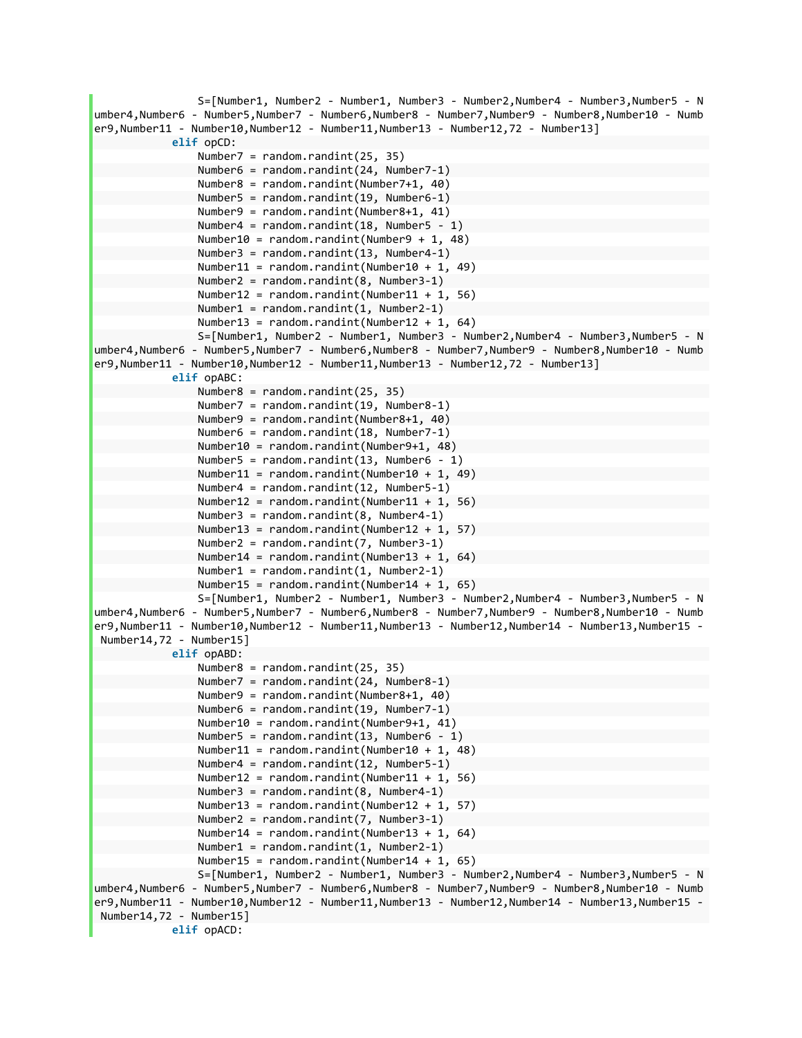```
                S=[Number1, Number2 - Number1, Number3 - Number2,Number4 - Number3,Number5 - Number4,Number6 - Number5,Number7 - Number6,Number8 - Number7,Number9 - Number8,Number10 - Number9,Number11 - Number10,Number12 - Number11,Number13 - Number12,72 - Number13]
            elif opCD:
                Number7 = random.randint(25, 35)
                Number6 = random.randint(24, Number7-1)
                Number8 = random.randint(Number7+1, 40)
                Number5 = random.randint(19, Number6-1)
                Number9 = random.randint(Number8+1, 41)
                Number4 = random.randint(18, Number5 - 1)
                Number10 = random.randint(Number9 + 1, 48)
                Number3 = random.randint(13, Number4-1)
                Number11 = random.randint(Number10 + 1, 49)
                Number2 = random.randint(8, Number3-1)
                Number12 = random.randint(Number11 + 1, 56)
                Number1 = random.randint(1, Number2-1)
                Number13 = random.randint(Number12 + 1, 64)
                S=[Number1, Number2 - Number1, Number3 - Number2,Number4 - Number3,Number5 - Number4,Number6 - Number5,Number7 - Number6,Number8 - Number7,Number9 - Number8,Number10 - Number9,Number11 - Number10,Number12 - Number11,Number13 - Number12,72 - Number13]
            elif opABC:
                Number8 = random.randint(25, 35)
                Number7 = random.randint(19, Number8-1)
                Number9 = random.randint(Number8+1, 40)
                Number6 = random.randint(18, Number7-1)
                Number10 = random.randint(Number9+1, 48)
                Number5 = random.randint(13, Number6 - 1)
                Number11 = random.randint(Number10 + 1, 49)
                Number4 = random.randint(12, Number5-1)
                Number12 = random.randint(Number11 + 1, 56)
                Number3 = random.randint(8, Number4-1)
                Number13 = random.randint(Number12 + 1, 57)
                Number2 = random.randint(7, Number3-1)
                Number14 = random.randint(Number13 + 1, 64)
                Number1 = random.randint(1, Number2-1)
                Number15 = random.randint(Number14 + 1, 65)
                S=[Number1, Number2 - Number1, Number3 - Number2,Number4 - Number3,Number5 - Number4,Number6 - Number5,Number7 - Number6,Number8 - Number7,Number9 - Number8,Number10 - Number9,Number11 - Number10,Number12 - Number11,Number13 - Number12,Number14 - Number13,Number15 - Number14,72 - Number15]
            elif opABD:
                Number8 = random.randint(25, 35)
                Number7 = random.randint(24, Number8-1)
                Number9 = random.randint(Number8+1, 40)
                Number6 = random.randint(19, Number7-1)
                Number10 = random.randint(Number9+1, 41)
                Number5 = random.randint(13, Number6 - 1)
                Number11 = random.randint(Number10 + 1, 48)
                Number4 = random.randint(12, Number5-1)
                Number12 = random.randint(Number11 + 1, 56)
                Number3 = random.randint(8, Number4-1)
                Number13 = random.randint(Number12 + 1, 57)
                Number2 = random.randint(7, Number3-1)
                Number14 = random.randint(Number13 + 1, 64)
                Number1 = random.randint(1, Number2-1)
                Number15 = random.randint(Number14 + 1, 65)
                S=[Number1, Number2 - Number1, Number3 - Number2,Number4 - Number3,Number5 - Number4,Number6 - Number5,Number7 - Number6,Number8 - Number7,Number9 - Number8,Number10 - Number9,Number11 - Number10,Number12 - Number11,Number13 - Number12,Number14 - Number13,Number15 - Number14,72 - Number15]
            elif opACD:
```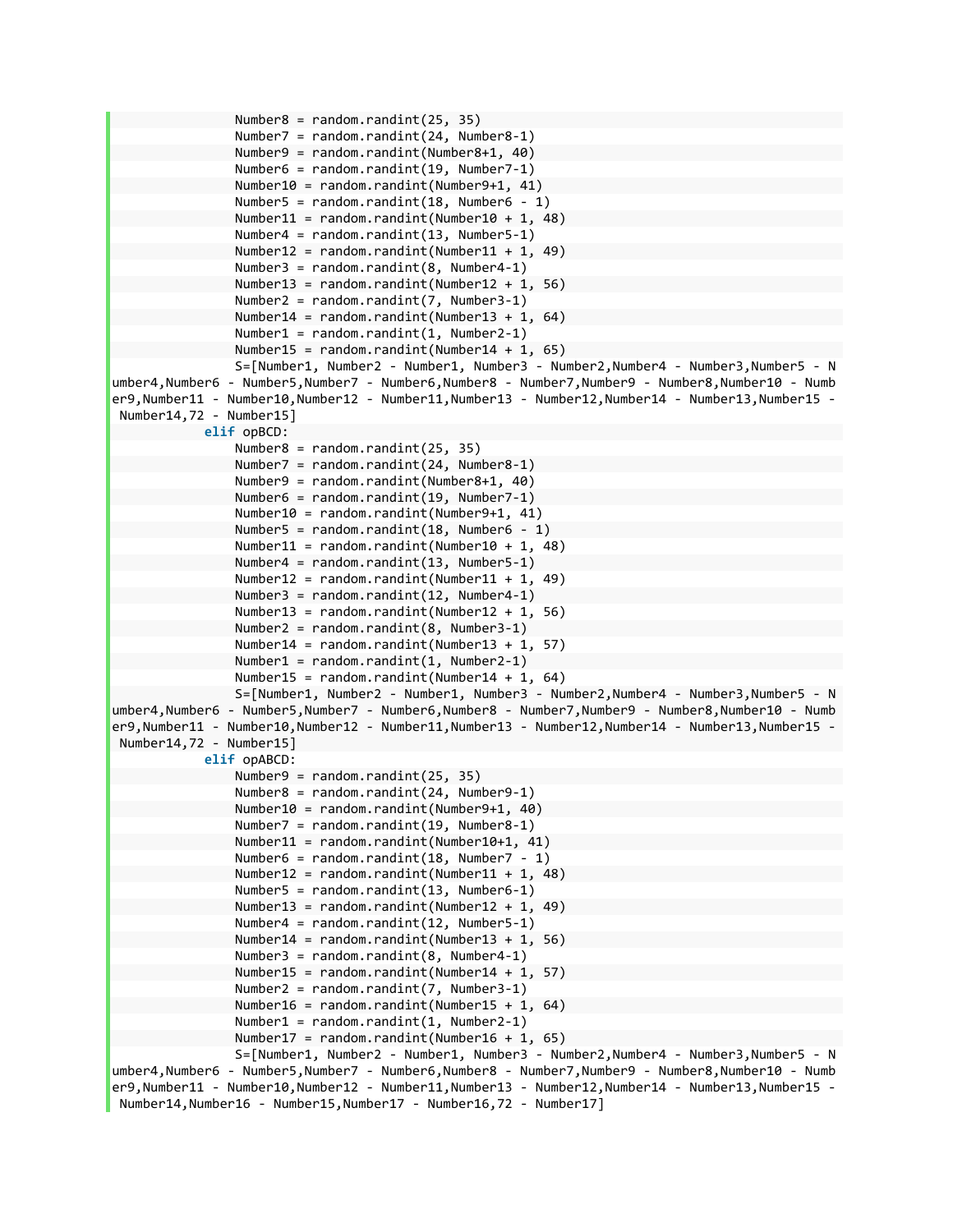```
                Number8 = random.randint(25, 35)
                Number7 = random.randint(24, Number8-1)
                Number9 = random.randint(Number8+1, 40)
                Number6 = random.randint(19, Number7-1)
                Number10 = random.randint(Number9+1, 41)
                Number5 = random.randint(18, Number6 - 1)
                Number11 = random.randint(Number10 + 1, 48)
                Number4 = random.randint(13, Number5-1)
                Number12 = random.randint(Number11 + 1, 49)
                Number3 = random.randint(8, Number4-1)
                Number13 = random.randint(Number12 + 1, 56)
                Number2 = random.randint(7, Number3-1)
                Number14 = random.randint(Number13 + 1, 64)
                Number1 = random.randint(1, Number2-1)
                Number15 = random.randint(Number14 + 1, 65)
                S=[Number1, Number2 - Number1, Number3 - Number2,Number4 - Number3,Number5 - Number4,Number6 - Number5,Number7 - Number6,Number8 - Number7,Number9 - Number8,Number10 - Number9,Number11 - Number10,Number12 - Number11,Number13 - Number12,Number14 - Number13,Number15 - Number14,72 - Number15]
            elif opBCD:
                Number8 = random.randint(25, 35)
                Number7 = random.randint(24, Number8-1)
                Number9 = random.randint(Number8+1, 40)
                Number6 = random.randint(19, Number7-1)
                Number10 = random.randint(Number9+1, 41)
                Number5 = random.randint(18, Number6 - 1)
                Number11 = random.randint(Number10 + 1, 48)
                Number4 = random.randint(13, Number5-1)
                Number12 = random.randint(Number11 + 1, 49)
                Number3 = random.randint(12, Number4-1)
                Number13 = random.randint(Number12 + 1, 56)
                Number2 = random.randint(8, Number3-1)
                Number14 = random.randint(Number13 + 1, 57)
                Number1 = random.randint(1, Number2-1)
                Number15 = random.randint(Number14 + 1, 64)
                S=[Number1, Number2 - Number1, Number3 - Number2,Number4 - Number3,Number5 - Number4,Number6 - Number5,Number7 - Number6,Number8 - Number7,Number9 - Number8,Number10 - Number9,Number11 - Number10,Number12 - Number11,Number13 - Number12,Number14 - Number13,Number15 - Number14,72 - Number15]
            elif opABCD:
                Number9 = random.randint(25, 35)
                Number8 = random.randint(24, Number9-1)
                Number10 = random.randint(Number9+1, 40)
                Number7 = random.randint(19, Number8-1)
                Number11 = random.randint(Number10+1, 41)
                Number6 = random.randint(18, Number7 - 1)
                Number12 = random.randint(Number11 + 1, 48)
                Number5 = random.randint(13, Number6-1)
                Number13 = random.randint(Number12 + 1, 49)
                Number4 = random.randint(12, Number5-1)
                Number14 = random.randint(Number13 + 1, 56)
                Number3 = random.randint(8, Number4-1)
                Number15 = random.randint(Number14 + 1, 57)
                Number2 = random.randint(7, Number3-1)
                Number16 = random.randint(Number15 + 1, 64)
                Number1 = random.randint(1, Number2-1)
                Number17 = random.randint(Number16 + 1, 65)
                S=[Number1, Number2 - Number1, Number3 - Number2,Number4 - Number3,Number5 - Number4,Number6 - Number5,Number7 - Number6,Number8 - Number7,Number9 - Number8,Number10 - Number9,Number11 - Number10,Number12 - Number11,Number13 - Number12,Number14 - Number13,Number15 - Number14,Number16 - Number15,Number17 - Number16,72 - Number17]
```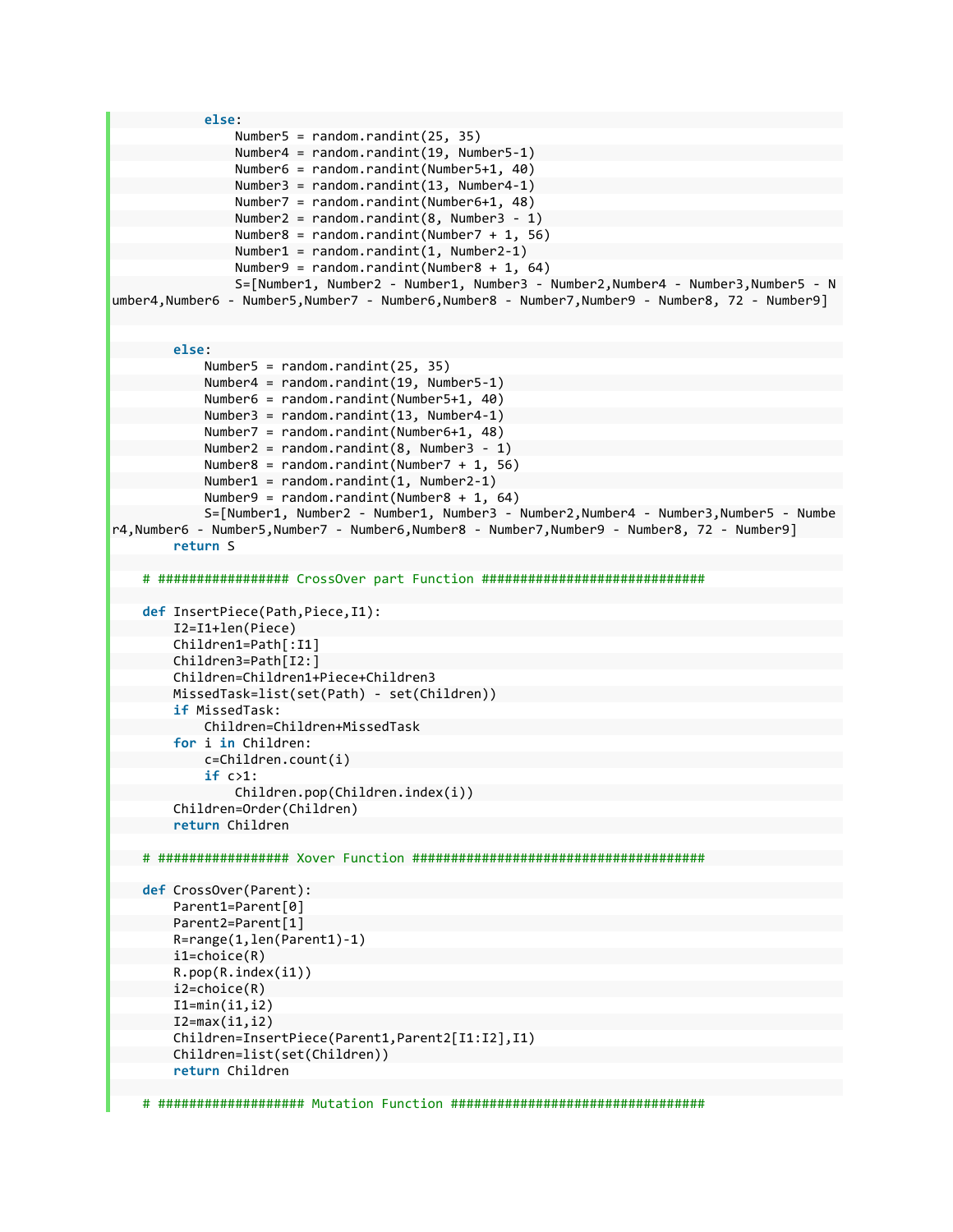```python
            else:
                Number5 = random.randint(25, 35)
                Number4 = random.randint(19, Number5-1)
                Number6 = random.randint(Number5+1, 40)
                Number3 = random.randint(13, Number4-1)
                Number7 = random.randint(Number6+1, 48)
                Number2 = random.randint(8, Number3 - 1)
                Number8 = random.randint(Number7 + 1, 56)
                Number1 = random.randint(1, Number2-1)
                Number9 = random.randint(Number8 + 1, 64)
                S=[Number1, Number2 - Number1, Number3 - Number2,Number4 - Number3,Number5 - Number4,Number6 - Number5,Number7 - Number6,Number8 - Number7,Number9 - Number8, 72 - Number9]


        else:
            Number5 = random.randint(25, 35)
            Number4 = random.randint(19, Number5-1)
            Number6 = random.randint(Number5+1, 40)
            Number3 = random.randint(13, Number4-1)
            Number7 = random.randint(Number6+1, 48)
            Number2 = random.randint(8, Number3 - 1)
            Number8 = random.randint(Number7 + 1, 56)
            Number1 = random.randint(1, Number2-1)
            Number9 = random.randint(Number8 + 1, 64)
            S=[Number1, Number2 - Number1, Number3 - Number2,Number4 - Number3,Number5 - Number4,Number6 - Number5,Number7 - Number6,Number8 - Number7,Number9 - Number8, 72 - Number9]
        return S

    # ################# CrossOver part Function #############################

    def InsertPiece(Path,Piece,I1):
        I2=I1+len(Piece)
        Children1=Path[:I1]
        Children3=Path[I2:]
        Children=Children1+Piece+Children3
        MissedTask=list(set(Path) - set(Children))
        if MissedTask:
            Children=Children+MissedTask
        for i in Children:
            c=Children.count(i)
            if c>1:
                Children.pop(Children.index(i))
        Children=Order(Children)
        return Children

    # ################# Xover Function #####################################

    def CrossOver(Parent):
        Parent1=Parent[0]
        Parent2=Parent[1]
        R=range(1,len(Parent1)-1)
        i1=choice(R)
        R.pop(R.index(i1))
        i2=choice(R)
        I1=min(i1,i2)
        I2=max(i1,i2)
        Children=InsertPiece(Parent1,Parent2[I1:I2],I1)
        Children=list(set(Children))
        return Children

    # ################### Mutation Function ################################
```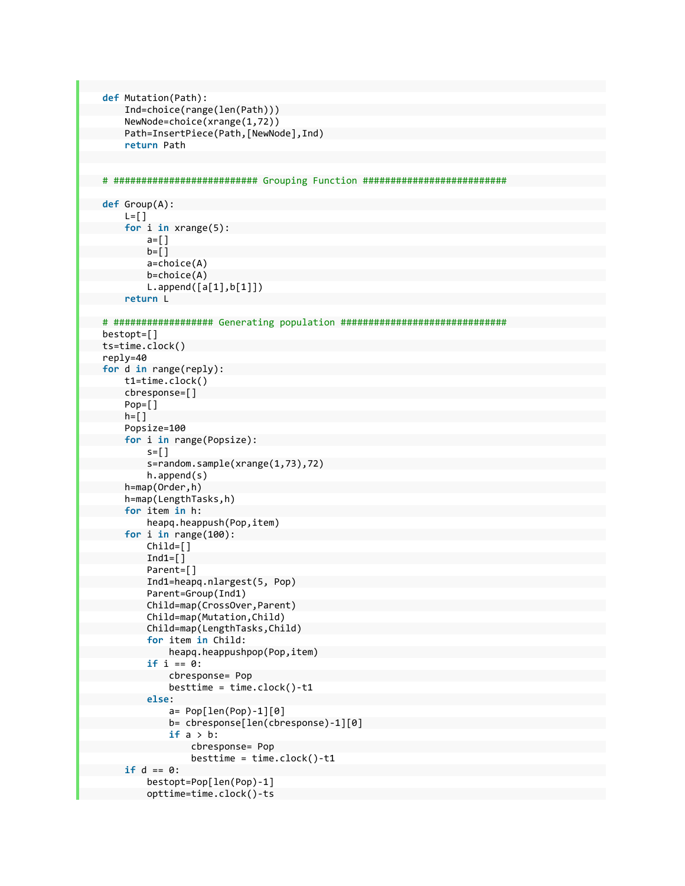```python
def Mutation(Path):
    Ind=choice(range(len(Path)))
    NewNode=choice(xrange(1,72))
    Path=InsertPiece(Path,[NewNode],Ind)
    return Path


# ########################## Grouping Function ##########################

def Group(A):
    L=[]
    for i in xrange(5):
        a=[]
        b=[]
        a=choice(A)
        b=choice(A)
        L.append([a[1],b[1]])
    return L

# ################## Generating population ##############################
bestopt=[]
ts=time.clock()
reply=40
for d in range(reply):
    t1=time.clock()
    cbresponse=[]
    Pop=[]
    h=[]
    Popsize=100
    for i in range(Popsize):
        s=[]
        s=random.sample(xrange(1,73),72)
        h.append(s)
    h=map(Order,h)
    h=map(LengthTasks,h)
    for item in h:
        heapq.heappush(Pop,item)
    for i in range(100):
        Child=[]
        Ind1=[]
        Parent=[]
        Ind1=heapq.nlargest(5, Pop)
        Parent=Group(Ind1)
        Child=map(CrossOver,Parent)
        Child=map(Mutation,Child)
        Child=map(LengthTasks,Child)
        for item in Child:
            heapq.heappushpop(Pop,item)
        if i == 0:
            cbresponse= Pop
            besttime = time.clock()-t1
        else:
            a= Pop[len(Pop)-1][0]
            b= cbresponse[len(cbresponse)-1][0]
            if a > b:
                cbresponse= Pop
                besttime = time.clock()-t1
    if d == 0:
        bestopt=Pop[len(Pop)-1]
        opttime=time.clock()-ts
```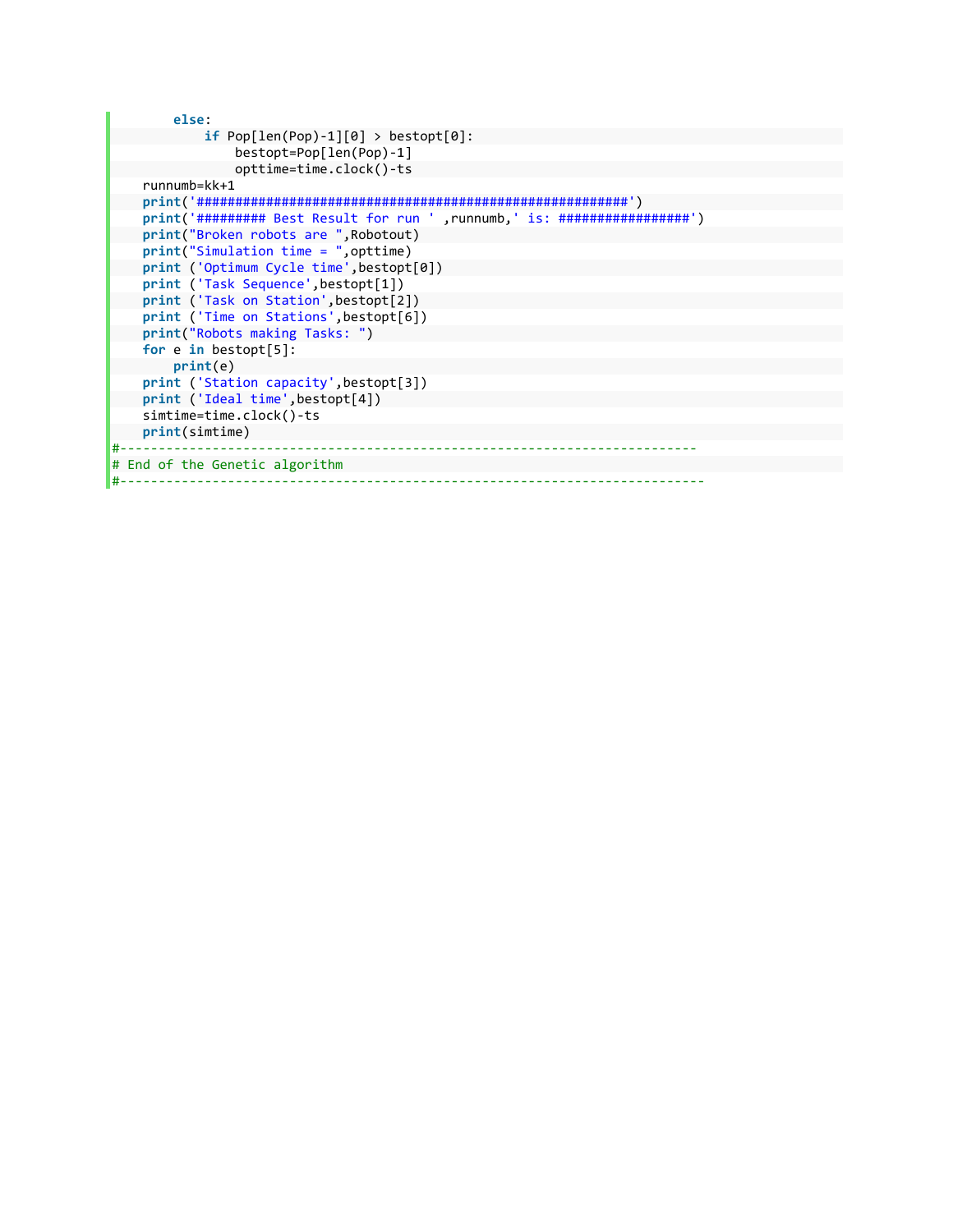```
        else:
            if Pop[len(Pop)-1][0] > bestopt[0]:
                bestopt=Pop[len(Pop)-1]
                opttime=time.clock()-ts
    runnumb=kk+1
    print('########################################################')
    print('######### Best Result for run ' ,runnumb,' is: #################')
    print("Broken robots are ",Robotout)
    print("Simulation time = ",opttime)
    print ('Optimum Cycle time',bestopt[0])
    print ('Task Sequence',bestopt[1])
    print ('Task on Station',bestopt[2])
    print ('Time on Stations',bestopt[6])
    print("Robots making Tasks: ")
    for e in bestopt[5]:
        print(e)
    print ('Station capacity',bestopt[3])
    print ('Ideal time',bestopt[4])
    simtime=time.clock()-ts
    print(simtime)
#---------------------------------------------------------------------------
# End of the Genetic algorithm
#----------------------------------------------------------------------------
```